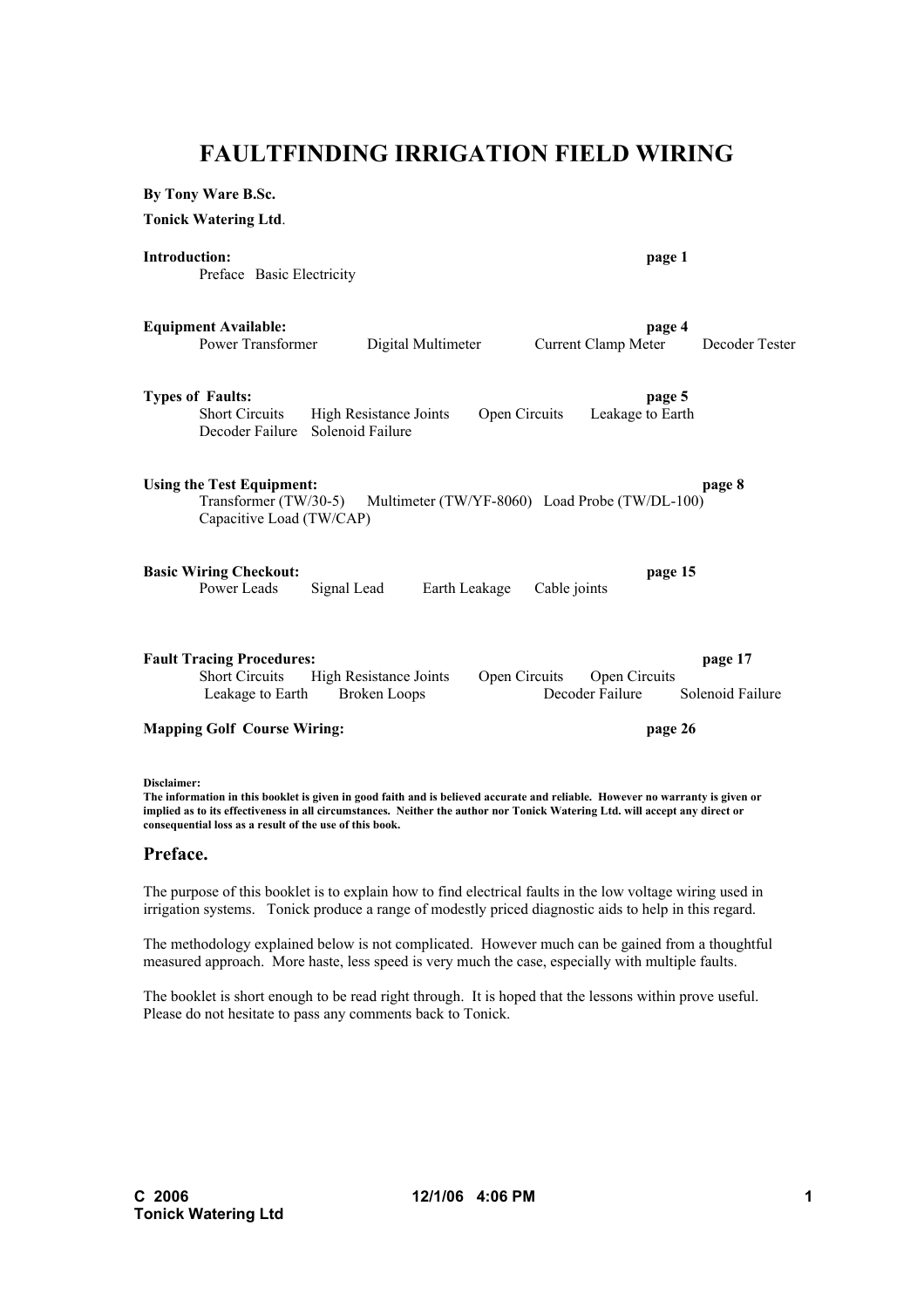# FAULTFINDING IRRIGATION FIELD WIRING

**By Tony Ware B.Sc.**

**Tonick Watering Ltd**.

**Introduction:** **page 1**
Preface Basic Electricity

**Equipment Available:** **page 4**
Power Transformer Digital Multimeter Current Clamp Meter Decoder Tester

**Types of Faults:** **page 5**
Short Circuits High Resistance Joints Open Circuits Leakage to Earth
Decoder Failure Solenoid Failure

**Using the Test Equipment:** **page 8**
Transformer (TW/30-5) Multimeter (TW/YF-8060) Load Probe (TW/DL-100)
Capacitive Load (TW/CAP)

**Basic Wiring Checkout:** **page 15**
Power Leads Signal Lead Earth Leakage Cable joints

**Fault Tracing Procedures:** **page 17**
Short Circuits High Resistance Joints Open Circuits Open Circuits
Leakage to Earth Broken Loops Decoder Failure Solenoid Failure

**Mapping Golf Course Wiring:** **page 26**

**Disclaimer:**
**The information in this booklet is given in good faith and is believed accurate and reliable. However no warranty is given or implied as to its effectiveness in all circumstances. Neither the author nor Tonick Watering Ltd. will accept any direct or consequential loss as a result of the use of this book.**

## Preface.

The purpose of this booklet is to explain how to find electrical faults in the low voltage wiring used in irrigation systems. Tonick produce a range of modestly priced diagnostic aids to help in this regard.

The methodology explained below is not complicated. However much can be gained from a thoughtful measured approach. More haste, less speed is very much the case, especially with multiple faults.

The booklet is short enough to be read right through. It is hoped that the lessons within prove useful. Please do not hesitate to pass any comments back to Tonick.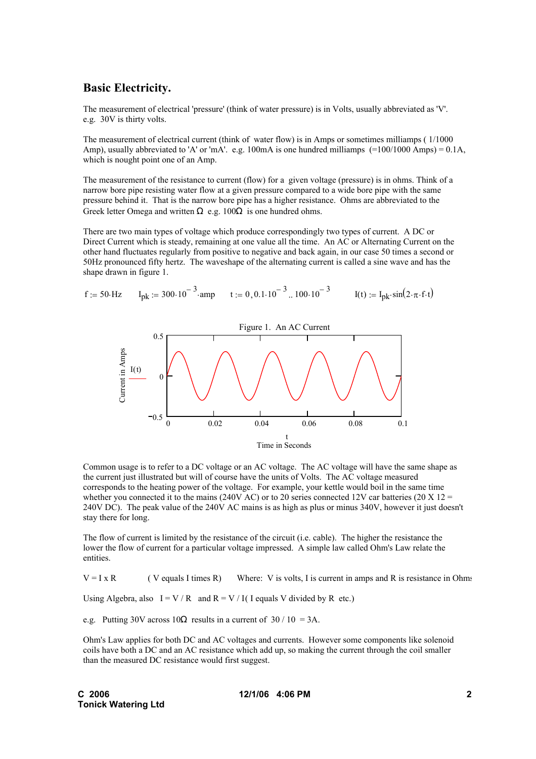# Basic Electricity.

The measurement of electrical 'pressure' (think of water pressure) is in Volts, usually abbreviated as 'V'. e.g. 30V is thirty volts.

The measurement of electrical current (think of water flow) is in Amps or sometimes milliamps ( 1/1000 Amp), usually abbreviated to 'A' or 'mA'. e.g. 100mA is one hundred milliamps (=100/1000 Amps) = 0.1A, which is nought point one of an Amp.

The measurement of the resistance to current (flow) for a given voltage (pressure) is in ohms. Think of a narrow bore pipe resisting water flow at a given pressure compared to a wide bore pipe with the same pressure behind it. That is the narrow bore pipe has a higher resistance. Ohms are abbreviated to the Greek letter Omega and written Ω e.g. 100Ω is one hundred ohms.

There are two main types of voltage which produce correspondingly two types of current. A DC or Direct Current which is steady, remaining at one value all the time. An AC or Alternating Current on the other hand fluctuates regularly from positive to negative and back again, in our case 50 times a second or 50Hz pronounced fifty hertz. The waveshape of the alternating current is called a sine wave and has the shape drawn in figure 1.

$f := 50 \cdot Hz \qquad I_{pk} := 300 \cdot 10^{-3} \cdot amp \qquad t := 0, 0.1 \cdot 10^{-3} .. 100 \cdot 10^{-3} \qquad I(t) := I_{pk} \cdot \sin(2 \cdot \pi \cdot f \cdot t)$

Figure 1. An AC Current

Common usage is to refer to a DC voltage or an AC voltage. The AC voltage will have the same shape as the current just illustrated but will of course have the units of Volts. The AC voltage measured corresponds to the heating power of the voltage. For example, your kettle would boil in the same time whether you connected it to the mains (240V AC) or to 20 series connected 12V car batteries (20 X 12 = 240V DC). The peak value of the 240V AC mains is as high as plus or minus 340V, however it just doesn't stay there for long.

The flow of current is limited by the resistance of the circuit (i.e. cable). The higher the resistance the lower the flow of current for a particular voltage impressed. A simple law called Ohm's Law relate the entities.

V = I x R ( V equals I times R) Where: V is volts, I is current in amps and R is resistance in Ohms

Using Algebra, also I = V / R and R = V / I( I equals V divided by R etc.)

e.g. Putting 30V across 10Ω results in a current of 30 / 10 = 3A.

Ohm's Law applies for both DC and AC voltages and currents. However some components like solenoid coils have both a DC and an AC resistance which add up, so making the current through the coil smaller than the measured DC resistance would first suggest.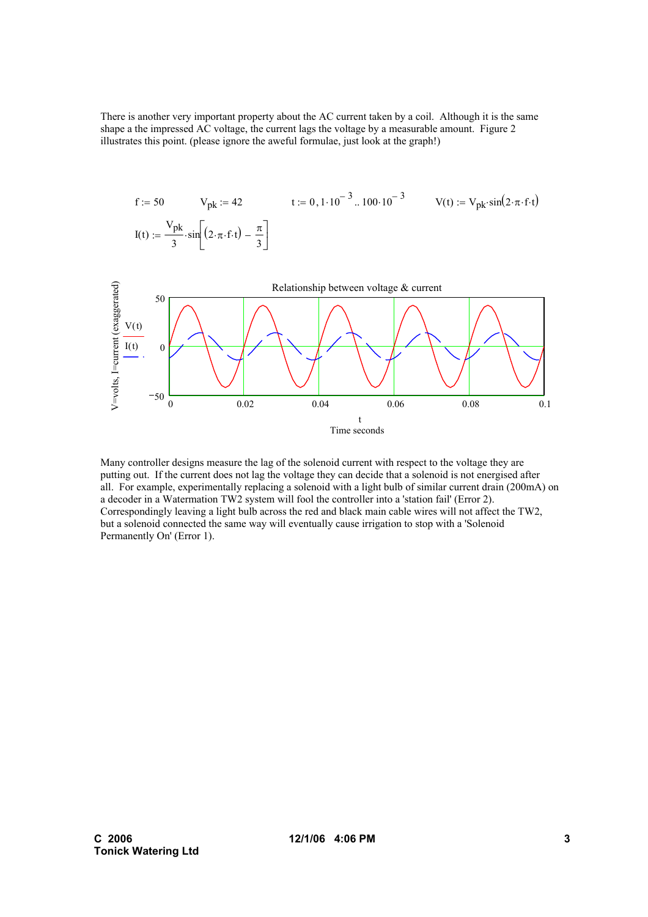There is another very important property about the AC current taken by a coil. Although it is the same shape a the impressed AC voltage, the current lags the voltage by a measurable amount. Figure 2 illustrates this point. (please ignore the awful formulae, just look at the graph!)

$$f := 50 \qquad V_{pk} := 42 \qquad t := 0, 1 \cdot 10^{-3} .. 100 \cdot 10^{-3} \qquad V(t) := V_{pk} \cdot \sin(2 \cdot \pi \cdot f \cdot t)$$

$$I(t) := \frac{V_{pk}}{3} \cdot \sin\left[(2 \cdot \pi \cdot f \cdot t) - \frac{\pi}{3}\right]$$

Many controller designs measure the lag of the solenoid current with respect to the voltage they are putting out. If the current does not lag the voltage they can decide that a solenoid is not energised after all. For example, experimentally replacing a solenoid with a light bulb of similar current drain (200mA) on a decoder in a Watermation TW2 system will fool the controller into a 'station fail' (Error 2). Correspondingly leaving a light bulb across the red and black main cable wires will not affect the TW2, but a solenoid connected the same way will eventually cause irrigation to stop with a 'Solenoid Permanently On' (Error 1).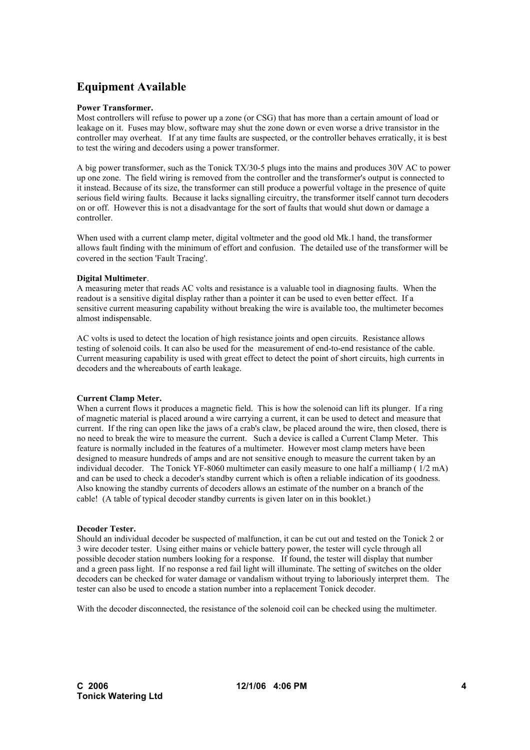## Equipment Available

**Power Transformer.**
Most controllers will refuse to power up a zone (or CSG) that has more than a certain amount of load or leakage on it. Fuses may blow, software may shut the zone down or even worse a drive transistor in the controller may overheat. If at any time faults are suspected, or the controller behaves erratically, it is best to test the wiring and decoders using a power transformer.

A big power transformer, such as the Tonick TX/30-5 plugs into the mains and produces 30V AC to power up one zone. The field wiring is removed from the controller and the transformer's output is connected to it instead. Because of its size, the transformer can still produce a powerful voltage in the presence of quite serious field wiring faults. Because it lacks signalling circuitry, the transformer itself cannot turn decoders on or off. However this is not a disadvantage for the sort of faults that would shut down or damage a controller.

When used with a current clamp meter, digital voltmeter and the good old Mk.1 hand, the transformer allows fault finding with the minimum of effort and confusion. The detailed use of the transformer will be covered in the section 'Fault Tracing'.

**Digital Multimeter**.
A measuring meter that reads AC volts and resistance is a valuable tool in diagnosing faults. When the readout is a sensitive digital display rather than a pointer it can be used to even better effect. If a sensitive current measuring capability without breaking the wire is available too, the multimeter becomes almost indispensable.

AC volts is used to detect the location of high resistance joints and open circuits. Resistance allows testing of solenoid coils. It can also be used for the measurement of end-to-end resistance of the cable. Current measuring capability is used with great effect to detect the point of short circuits, high currents in decoders and the whereabouts of earth leakage.

**Current Clamp Meter.**
When a current flows it produces a magnetic field. This is how the solenoid can lift its plunger. If a ring of magnetic material is placed around a wire carrying a current, it can be used to detect and measure that current. If the ring can open like the jaws of a crab's claw, be placed around the wire, then closed, there is no need to break the wire to measure the current. Such a device is called a Current Clamp Meter. This feature is normally included in the features of a multimeter. However most clamp meters have been designed to measure hundreds of amps and are not sensitive enough to measure the current taken by an individual decoder. The Tonick YF-8060 multimeter can easily measure to one half a milliamp ( 1/2 mA) and can be used to check a decoder's standby current which is often a reliable indication of its goodness. Also knowing the standby currents of decoders allows an estimate of the number on a branch of the cable! (A table of typical decoder standby currents is given later on in this booklet.)

**Decoder Tester.**
Should an individual decoder be suspected of malfunction, it can be cut out and tested on the Tonick 2 or 3 wire decoder tester. Using either mains or vehicle battery power, the tester will cycle through all possible decoder station numbers looking for a response. If found, the tester will display that number and a green pass light. If no response a red fail light will illuminate. The setting of switches on the older decoders can be checked for water damage or vandalism without trying to laboriously interpret them. The tester can also be used to encode a station number into a replacement Tonick decoder.

With the decoder disconnected, the resistance of the solenoid coil can be checked using the multimeter.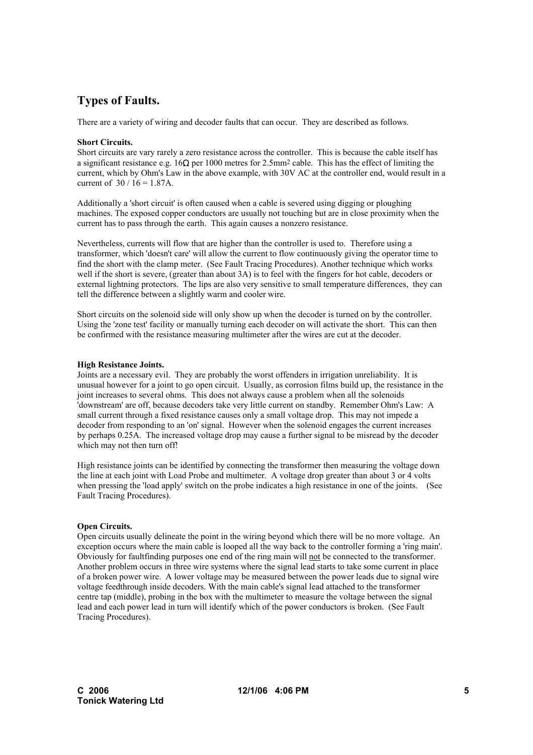## Types of Faults.

There are a variety of wiring and decoder faults that can occur. They are described as follows.

**Short Circuits.**
Short circuits are vary rarely a zero resistance across the controller. This is because the cable itself has a significant resistance e.g. 16Ω per 1000 metres for 2.5mm$^2$ cable. This has the effect of limiting the current, which by Ohm's Law in the above example, with 30V AC at the controller end, would result in a current of $30 / 16 = 1.87$A.

Additionally a 'short circuit' is often caused when a cable is severed using digging or ploughing machines. The exposed copper conductors are usually not touching but are in close proximity when the current has to pass through the earth. This again causes a nonzero resistance.

Nevertheless, currents will flow that are higher than the controller is used to. Therefore using a transformer, which 'doesn't care' will allow the current to flow continuously giving the operator time to find the short with the clamp meter. (See Fault Tracing Procedures). Another technique which works well if the short is severe, (greater than about 3A) is to feel with the fingers for hot cable, decoders or external lightning protectors. The lips are also very sensitive to small temperature differences, they can tell the difference between a slightly warm and cooler wire.

Short circuits on the solenoid side will only show up when the decoder is turned on by the controller. Using the 'zone test' facility or manually turning each decoder on will activate the short. This can then be confirmed with the resistance measuring multimeter after the wires are cut at the decoder.

**High Resistance Joints.**
Joints are a necessary evil. They are probably the worst offenders in irrigation unreliability. It is unusual however for a joint to go open circuit. Usually, as corrosion films build up, the resistance in the joint increases to several ohms. This does not always cause a problem when all the solenoids 'downstream' are off, because decoders take very little current on standby. Remember Ohm's Law: A small current through a fixed resistance causes only a small voltage drop. This may not impede a decoder from responding to an 'on' signal. However when the solenoid engages the current increases by perhaps 0.25A. The increased voltage drop may cause a further signal to be misread by the decoder which may not then turn off!

High resistance joints can be identified by connecting the transformer then measuring the voltage down the line at each joint with Load Probe and multimeter. A voltage drop greater than about 3 or 4 volts when pressing the 'load apply' switch on the probe indicates a high resistance in one of the joints. (See Fault Tracing Procedures).

**Open Circuits.**
Open circuits usually delineate the point in the wiring beyond which there will be no more voltage. An exception occurs where the main cable is looped all the way back to the controller forming a 'ring main'. Obviously for faultfinding purposes one end of the ring main will <u>not</u> be connected to the transformer. Another problem occurs in three wire systems where the signal lead starts to take some current in place of a broken power wire. A lower voltage may be measured between the power leads due to signal wire voltage feedthrough inside decoders. With the main cable's signal lead attached to the transformer centre tap (middle), probing in the box with the multimeter to measure the voltage between the signal lead and each power lead in turn will identify which of the power conductors is broken. (See Fault Tracing Procedures).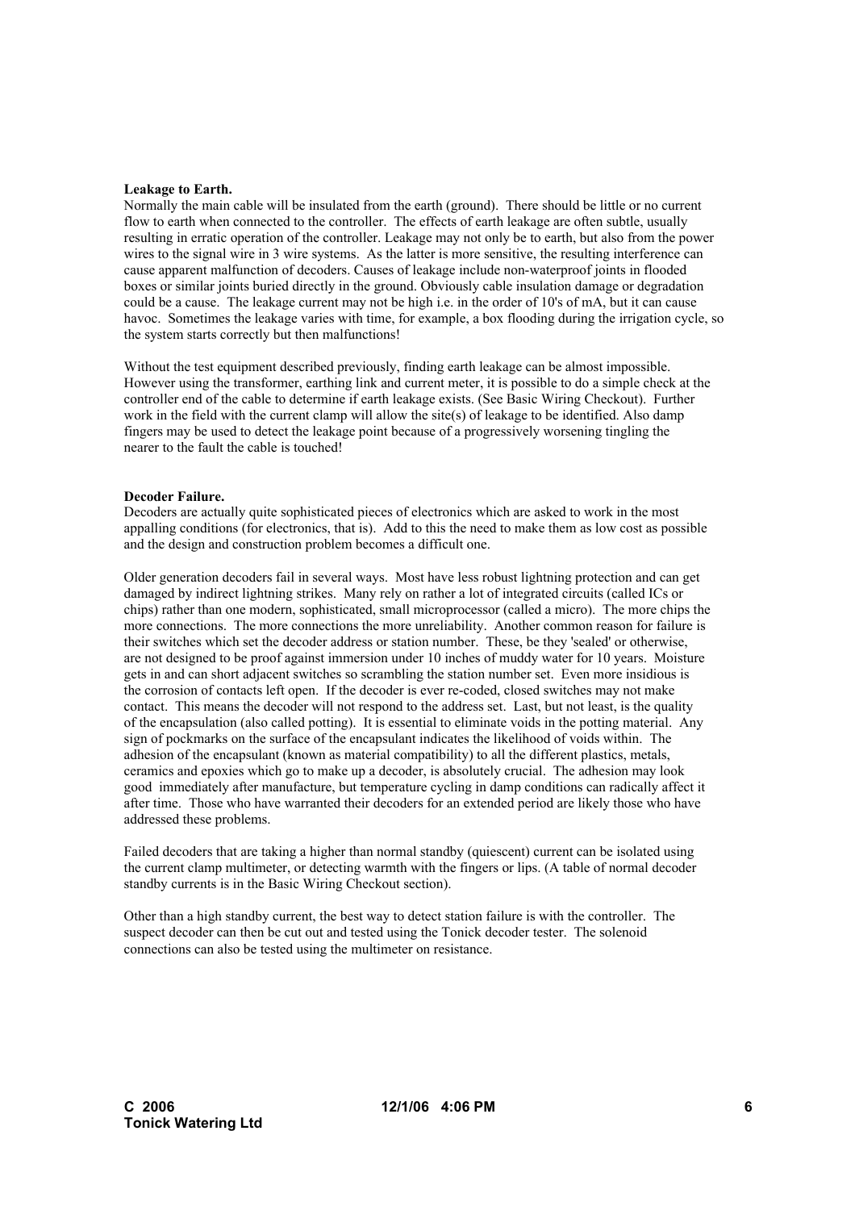**Leakage to Earth.**

Normally the main cable will be insulated from the earth (ground). There should be little or no current flow to earth when connected to the controller. The effects of earth leakage are often subtle, usually resulting in erratic operation of the controller. Leakage may not only be to earth, but also from the power wires to the signal wire in 3 wire systems. As the latter is more sensitive, the resulting interference can cause apparent malfunction of decoders. Causes of leakage include non-waterproof joints in flooded boxes or similar joints buried directly in the ground. Obviously cable insulation damage or degradation could be a cause. The leakage current may not be high i.e. in the order of 10's of mA, but it can cause havoc. Sometimes the leakage varies with time, for example, a box flooding during the irrigation cycle, so the system starts correctly but then malfunctions!

Without the test equipment described previously, finding earth leakage can be almost impossible. However using the transformer, earthing link and current meter, it is possible to do a simple check at the controller end of the cable to determine if earth leakage exists. (See Basic Wiring Checkout). Further work in the field with the current clamp will allow the site(s) of leakage to be identified. Also damp fingers may be used to detect the leakage point because of a progressively worsening tingling the nearer to the fault the cable is touched!

**Decoder Failure.**

Decoders are actually quite sophisticated pieces of electronics which are asked to work in the most appalling conditions (for electronics, that is). Add to this the need to make them as low cost as possible and the design and construction problem becomes a difficult one.

Older generation decoders fail in several ways. Most have less robust lightning protection and can get damaged by indirect lightning strikes. Many rely on rather a lot of integrated circuits (called ICs or chips) rather than one modern, sophisticated, small microprocessor (called a micro). The more chips the more connections. The more connections the more unreliability. Another common reason for failure is their switches which set the decoder address or station number. These, be they 'sealed' or otherwise, are not designed to be proof against immersion under 10 inches of muddy water for 10 years. Moisture gets in and can short adjacent switches so scrambling the station number set. Even more insidious is the corrosion of contacts left open. If the decoder is ever re-coded, closed switches may not make contact. This means the decoder will not respond to the address set. Last, but not least, is the quality of the encapsulation (also called potting). It is essential to eliminate voids in the potting material. Any sign of pockmarks on the surface of the encapsulant indicates the likelihood of voids within. The adhesion of the encapsulant (known as material compatibility) to all the different plastics, metals, ceramics and epoxies which go to make up a decoder, is absolutely crucial. The adhesion may look good immediately after manufacture, but temperature cycling in damp conditions can radically affect it after time. Those who have warranted their decoders for an extended period are likely those who have addressed these problems.

Failed decoders that are taking a higher than normal standby (quiescent) current can be isolated using the current clamp multimeter, or detecting warmth with the fingers or lips. (A table of normal decoder standby currents is in the Basic Wiring Checkout section).

Other than a high standby current, the best way to detect station failure is with the controller. The suspect decoder can then be cut out and tested using the Tonick decoder tester. The solenoid connections can also be tested using the multimeter on resistance.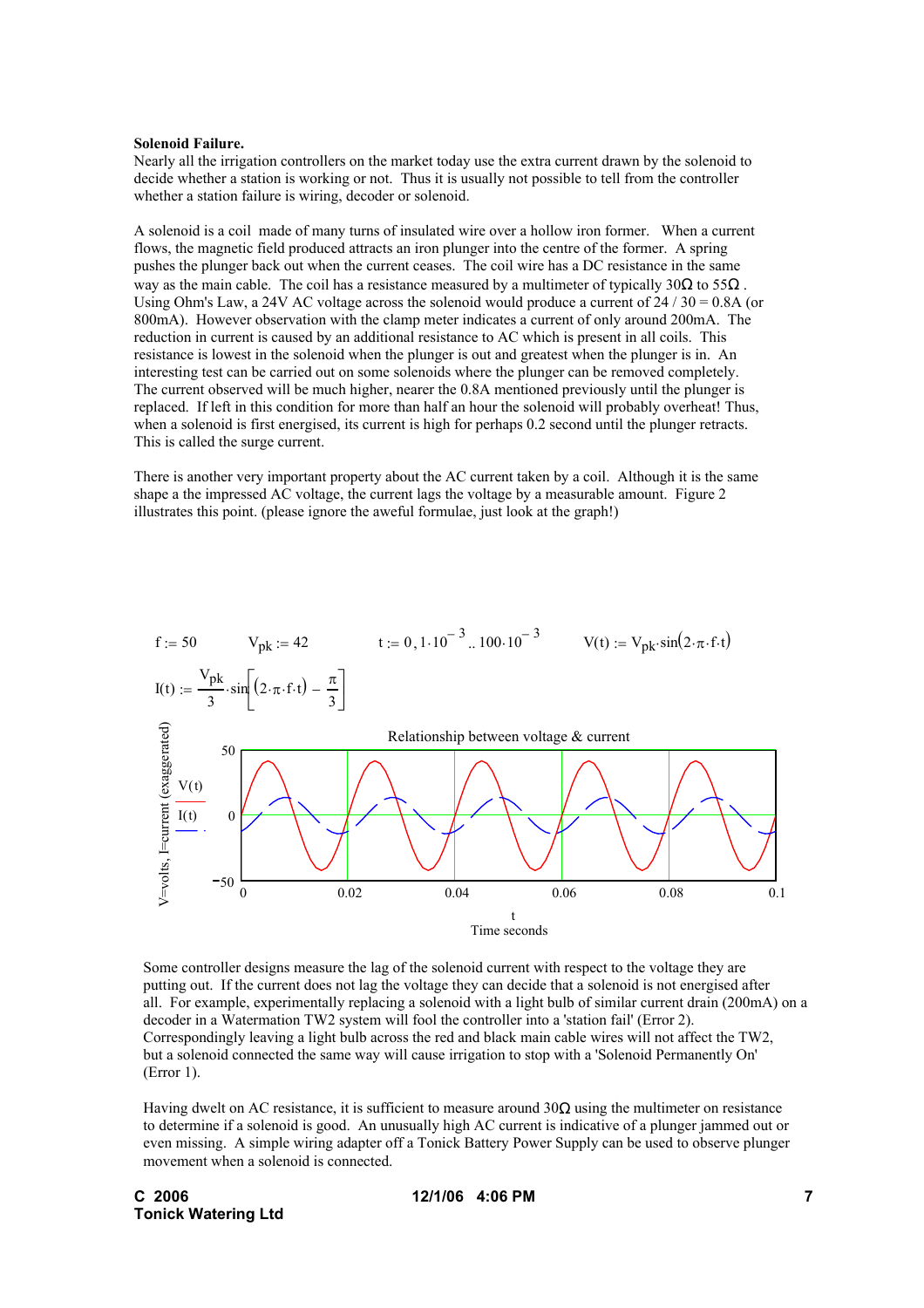**Solenoid Failure.**

Nearly all the irrigation controllers on the market today use the extra current drawn by the solenoid to decide whether a station is working or not. Thus it is usually not possible to tell from the controller whether a station failure is wiring, decoder or solenoid.

A solenoid is a coil made of many turns of insulated wire over a hollow iron former. When a current flows, the magnetic field produced attracts an iron plunger into the centre of the former. A spring pushes the plunger back out when the current ceases. The coil wire has a DC resistance in the same way as the main cable. The coil has a resistance measured by a multimeter of typically 30Ω to 55Ω . Using Ohm's Law, a 24V AC voltage across the solenoid would produce a current of 24 / 30 = 0.8A (or 800mA). However observation with the clamp meter indicates a current of only around 200mA. The reduction in current is caused by an additional resistance to AC which is present in all coils. This resistance is lowest in the solenoid when the plunger is out and greatest when the plunger is in. An interesting test can be carried out on some solenoids where the plunger can be removed completely. The current observed will be much higher, nearer the 0.8A mentioned previously until the plunger is replaced. If left in this condition for more than half an hour the solenoid will probably overheat! Thus, when a solenoid is first energised, its current is high for perhaps 0.2 second until the plunger retracts. This is called the surge current.

There is another very important property about the AC current taken by a coil. Although it is the same shape a the impressed AC voltage, the current lags the voltage by a measurable amount. Figure 2 illustrates this point. (please ignore the aweful formulae, just look at the graph!)

$f := 50 \qquad V_{pk} := 42 \qquad t := 0, 1\cdot 10^{-3} .. 100\cdot 10^{-3} \qquad V(t) := V_{pk}\cdot \sin(2\cdot\pi\cdot f\cdot t)$

$$I(t) := \frac{V_{pk}}{3}\cdot \sin\left[(2\cdot\pi\cdot f\cdot t) - \frac{\pi}{3}\right]$$

Relationship between voltage & current

(Graph: V=volts, I=current (exaggerated) against t, Time seconds; V(t) and I(t) plotted from 0 to 0.1 s, vertical axis −50 to 50)

Some controller designs measure the lag of the solenoid current with respect to the voltage they are putting out. If the current does not lag the voltage they can decide that a solenoid is not energised after all. For example, experimentally replacing a solenoid with a light bulb of similar current drain (200mA) on a decoder in a Watermation TW2 system will fool the controller into a 'station fail' (Error 2). Correspondingly leaving a light bulb across the red and black main cable wires will not affect the TW2, but a solenoid connected the same way will cause irrigation to stop with a 'Solenoid Permanently On' (Error 1).

Having dwelt on AC resistance, it is sufficient to measure around 30Ω using the multimeter on resistance to determine if a solenoid is good. An unusually high AC current is indicative of a plunger jammed out or even missing. A simple wiring adapter off a Tonick Battery Power Supply can be used to observe plunger movement when a solenoid is connected.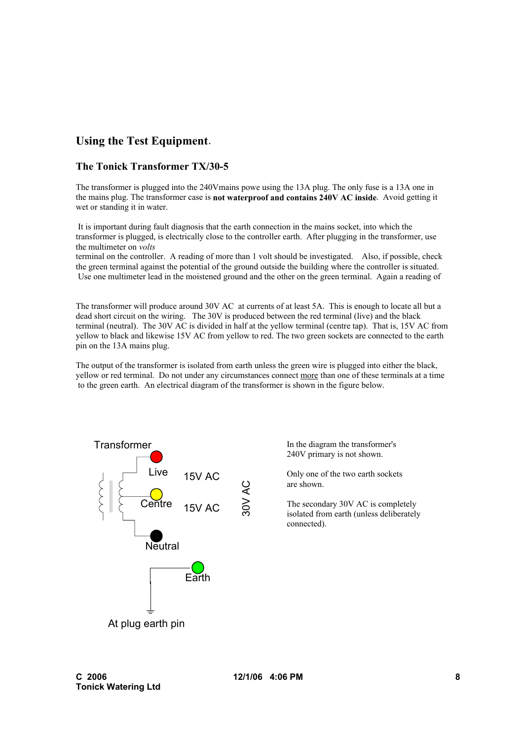## Using the Test Equipment.

### The Tonick Transformer TX/30-5

The transformer is plugged into the 240Vmains powe using the 13A plug. The only fuse is a 13A one in the mains plug. The transformer case is **not waterproof and contains 240V AC inside**. Avoid getting it wet or standing it in water.

It is important during fault diagnosis that the earth connection in the mains socket, into which the transformer is plugged, is electrically close to the controller earth. After plugging in the transformer, use the multimeter on *volts*
terminal on the controller. A reading of more than 1 volt should be investigated. Also, if possible, check the green terminal against the potential of the ground outside the building where the controller is situated. Use one multimeter lead in the moistened ground and the other on the green terminal. Again a reading of

The transformer will produce around 30V AC at currents of at least 5A. This is enough to locate all but a dead short circuit on the wiring. The 30V is produced between the red terminal (live) and the black terminal (neutral). The 30V AC is divided in half at the yellow terminal (centre tap). That is, 15V AC from yellow to black and likewise 15V AC from yellow to red. The two green sockets are connected to the earth pin on the 13A mains plug.

The output of the transformer is isolated from earth unless the green wire is plugged into either the black, yellow or red terminal. Do not under any circumstances connect more than one of these terminals at a time to the green earth. An electrical diagram of the transformer is shown in the figure below.

Transformer

Live — 15V AC

Centre — 15V AC

Neutral

30V AC

Earth

At plug earth pin

In the diagram the transformer's 240V primary is not shown.

Only one of the two earth sockets are shown.

The secondary 30V AC is completely isolated from earth (unless deliberately connected).

**C 2006**
**Tonick Watering Ltd** **12/1/06 4:06 PM**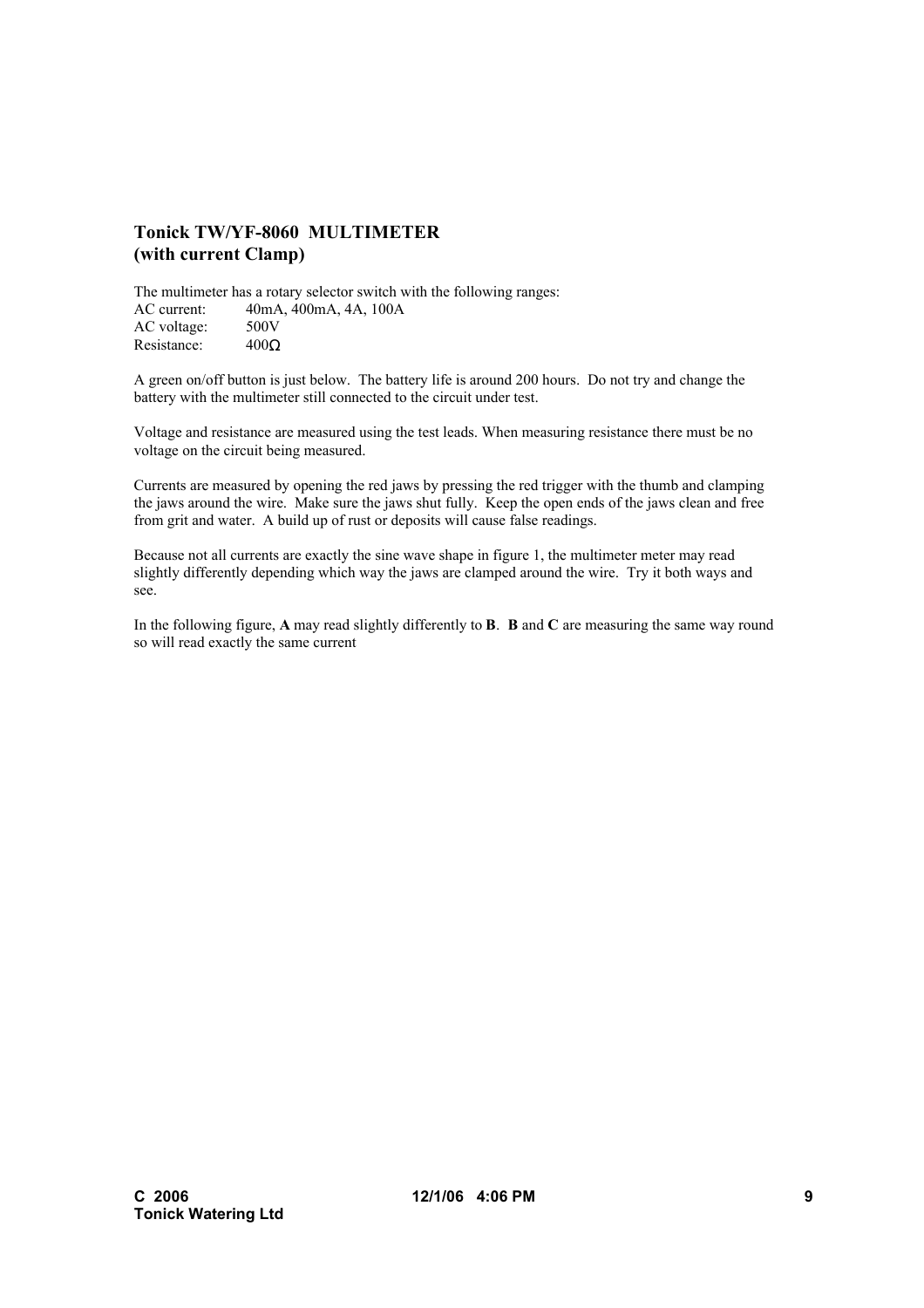## Tonick TW/YF-8060 MULTIMETER
## (with current Clamp)

The multimeter has a rotary selector switch with the following ranges:

AC current: 40mA, 400mA, 4A, 100A
AC voltage: 500V
Resistance: 400Ω

A green on/off button is just below. The battery life is around 200 hours. Do not try and change the battery with the multimeter still connected to the circuit under test.

Voltage and resistance are measured using the test leads. When measuring resistance there must be no voltage on the circuit being measured.

Currents are measured by opening the red jaws by pressing the red trigger with the thumb and clamping the jaws around the wire. Make sure the jaws shut fully. Keep the open ends of the jaws clean and free from grit and water. A build up of rust or deposits will cause false readings.

Because not all currents are exactly the sine wave shape in figure 1, the multimeter meter may read slightly differently depending which way the jaws are clamped around the wire. Try it both ways and see.

In the following figure, **A** may read slightly differently to **B**. **B** and **C** are measuring the same way round so will read exactly the same current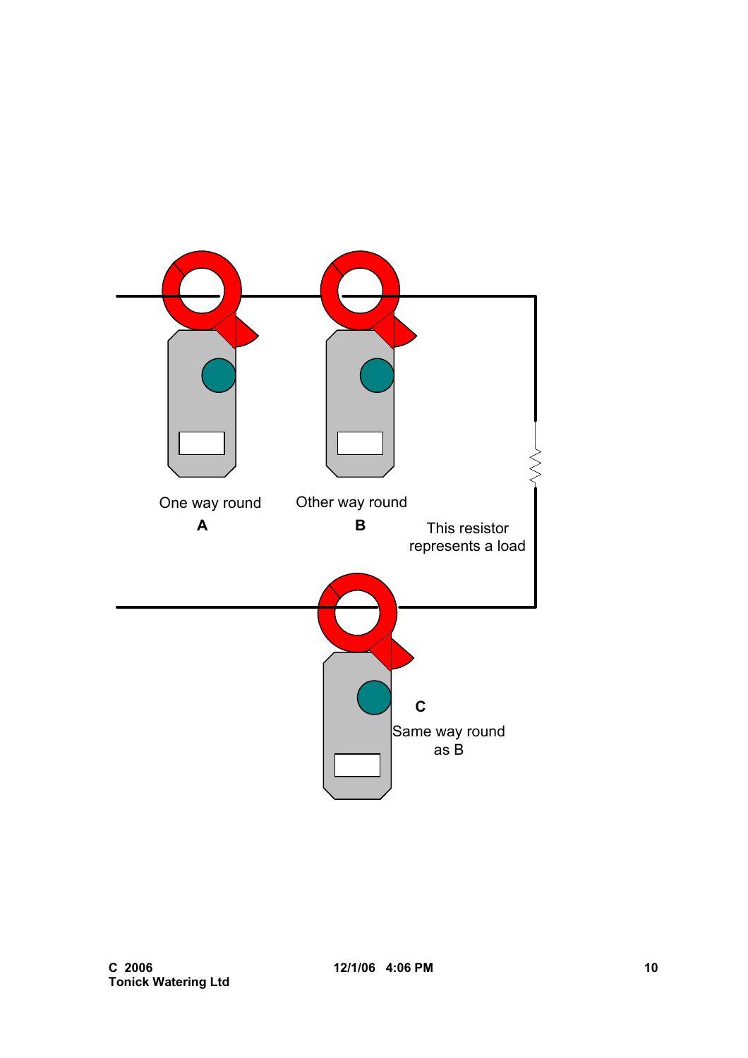One way round

**A**

Other way round

**B**

This resistor represents a load

**C**

Same way round as B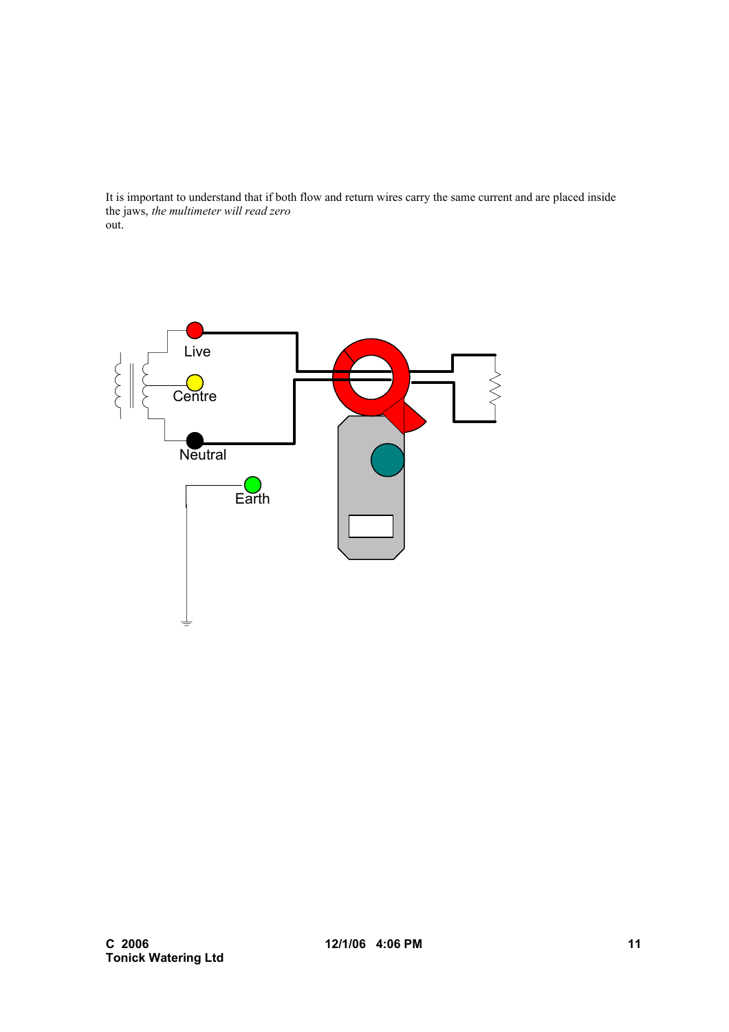It is important to understand that if both flow and return wires carry the same current and are placed inside the jaws, *the multimeter will read zero* out.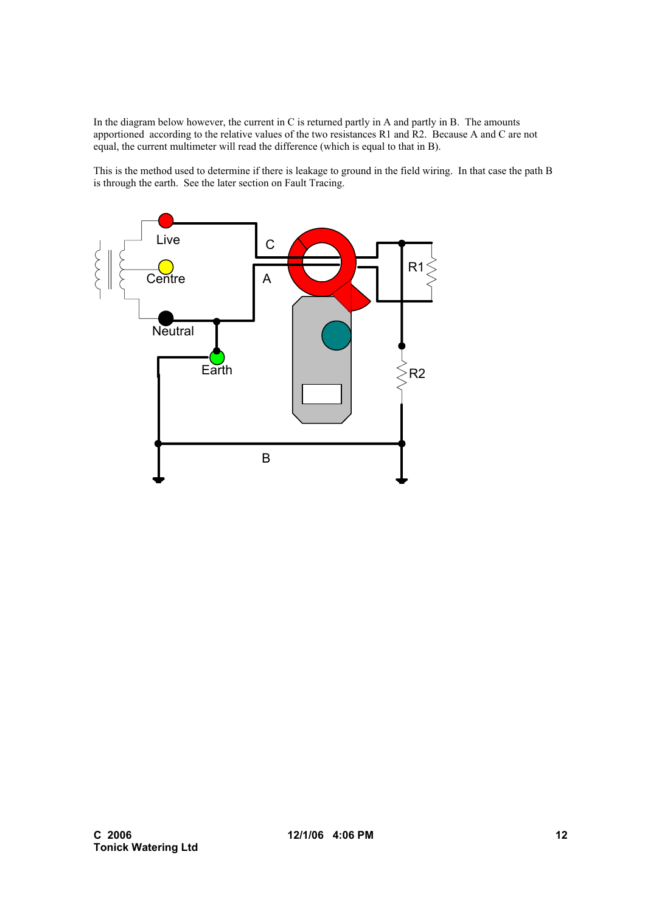In the diagram below however, the current in C is returned partly in A and partly in B. The amounts apportioned according to the relative values of the two resistances R1 and R2. Because A and C are not equal, the current multimeter will read the difference (which is equal to that in B).

This is the method used to determine if there is leakage to ground in the field wiring. In that case the path B is through the earth. See the later section on Fault Tracing.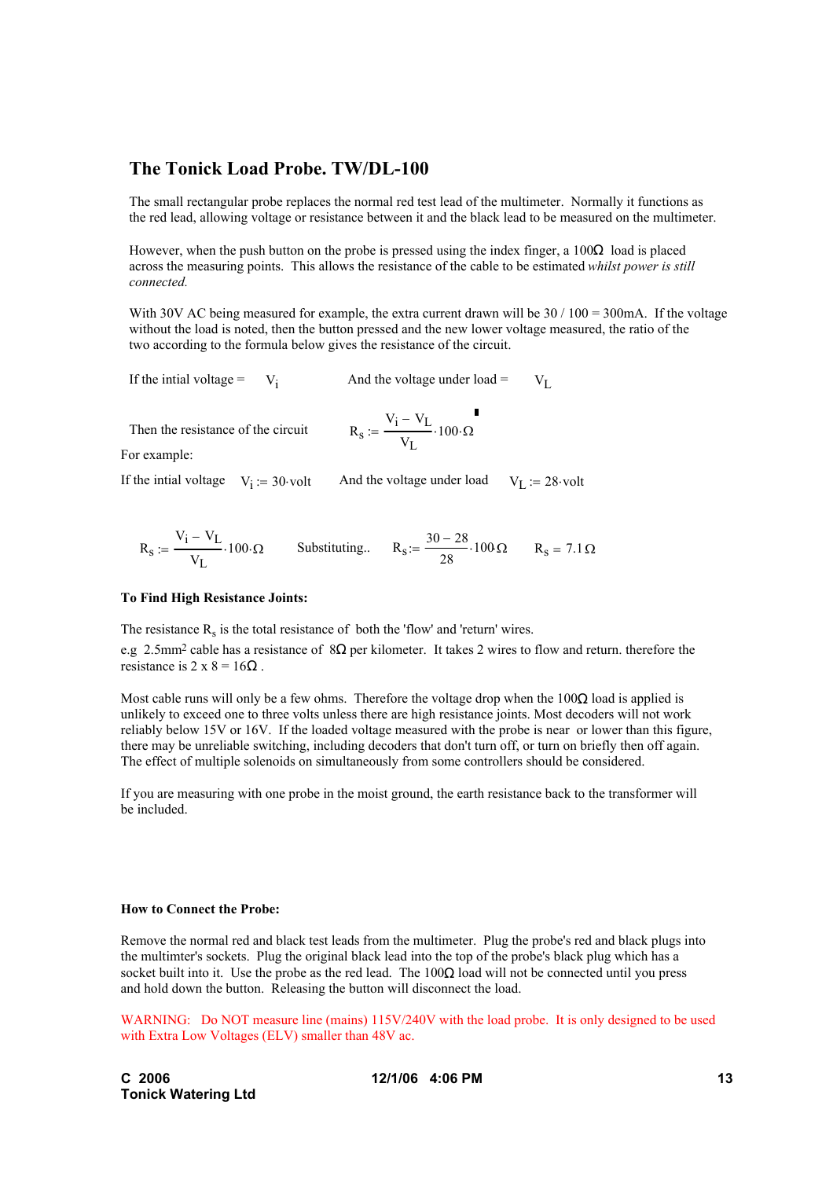# The Tonick Load Probe. TW/DL-100

The small rectangular probe replaces the normal red test lead of the multimeter. Normally it functions as the red lead, allowing voltage or resistance between it and the black lead to be measured on the multimeter.

However, when the push button on the probe is pressed using the index finger, a 100Ω load is placed across the measuring points. This allows the resistance of the cable to be estimated *whilst power is still connected.*

With 30V AC being measured for example, the extra current drawn will be 30 / 100 = 300mA. If the voltage without the load is noted, then the button pressed and the new lower voltage measured, the ratio of the two according to the formula below gives the resistance of the circuit.

If the intial voltage = $V_i$ And the voltage under load = $V_L$

Then the resistance of the circuit
$$R_s := \frac{V_i - V_L}{V_L} \cdot 100 \cdot \Omega$$

For example:

If the intial voltage $V_i := 30 \cdot \text{volt}$ And the voltage under load $V_L := 28 \cdot \text{volt}$

$$R_s := \frac{V_i - V_L}{V_L} \cdot 100 \cdot \Omega \qquad \text{Substituting..} \qquad R_s := \frac{30 - 28}{28} \cdot 100 \, \Omega \qquad R_s = 7.1 \, \Omega$$

**To Find High Resistance Joints:**

The resistance $R_s$ is the total resistance of both the 'flow' and 'return' wires.

e.g 2.5mm$^2$ cable has a resistance of 8Ω per kilometer. It takes 2 wires to flow and return. therefore the resistance is 2 x 8 = 16Ω .

Most cable runs will only be a few ohms. Therefore the voltage drop when the 100Ω load is applied is unlikely to exceed one to three volts unless there are high resistance joints. Most decoders will not work reliably below 15V or 16V. If the loaded voltage measured with the probe is near or lower than this figure, there may be unreliable switching, including decoders that don't turn off, or turn on briefly then off again. The effect of multiple solenoids on simultaneously from some controllers should be considered.

If you are measuring with one probe in the moist ground, the earth resistance back to the transformer will be included.

**How to Connect the Probe:**

Remove the normal red and black test leads from the multimeter. Plug the probe's red and black plugs into the multimter's sockets. Plug the original black lead into the top of the probe's black plug which has a socket built into it. Use the probe as the red lead. The 100Ω load will not be connected until you press and hold down the button. Releasing the button will disconnect the load.

WARNING: Do NOT measure line (mains) 115V/240V with the load probe. It is only designed to be used with Extra Low Voltages (ELV) smaller than 48V ac.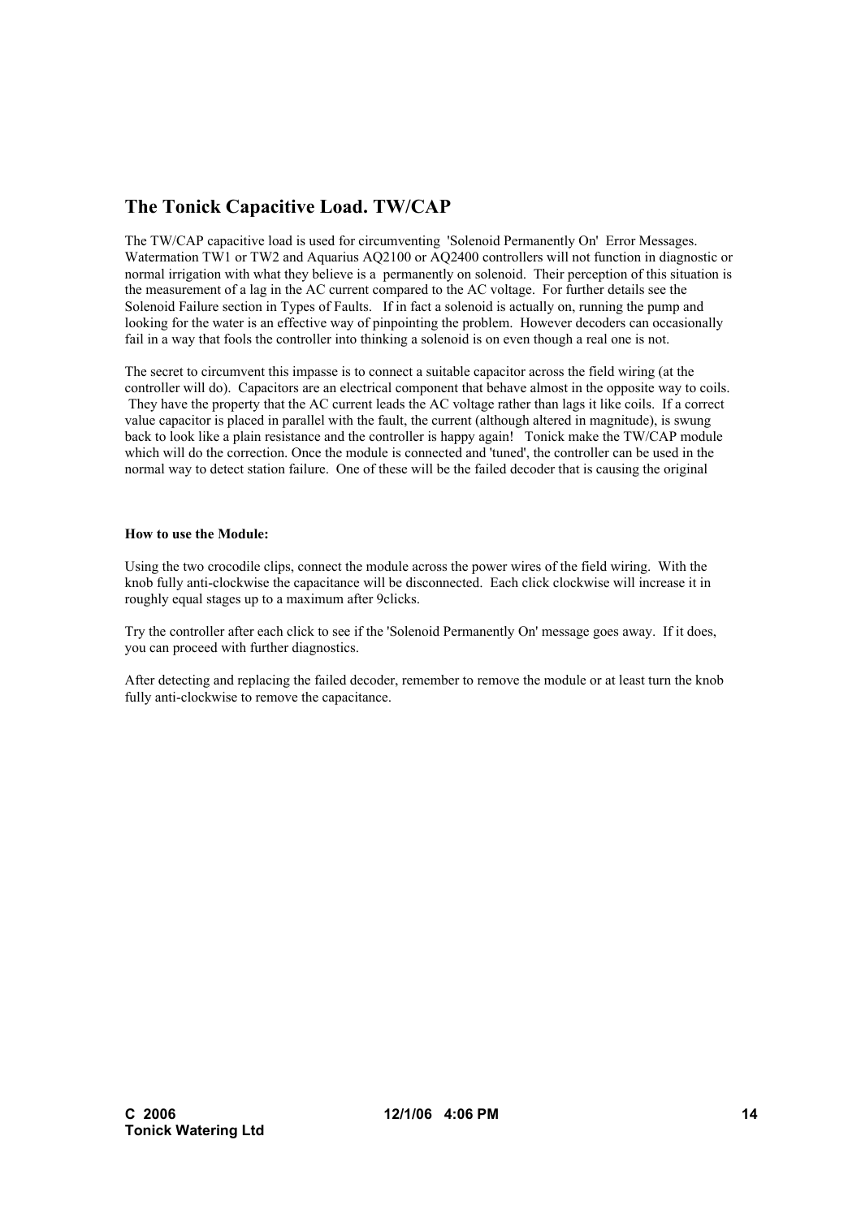## The Tonick Capacitive Load. TW/CAP

The TW/CAP capacitive load is used for circumventing 'Solenoid Permanently On' Error Messages. Watermation TW1 or TW2 and Aquarius AQ2100 or AQ2400 controllers will not function in diagnostic or normal irrigation with what they believe is a permanently on solenoid. Their perception of this situation is the measurement of a lag in the AC current compared to the AC voltage. For further details see the Solenoid Failure section in Types of Faults. If in fact a solenoid is actually on, running the pump and looking for the water is an effective way of pinpointing the problem. However decoders can occasionally fail in a way that fools the controller into thinking a solenoid is on even though a real one is not.

The secret to circumvent this impasse is to connect a suitable capacitor across the field wiring (at the controller will do). Capacitors are an electrical component that behave almost in the opposite way to coils. They have the property that the AC current leads the AC voltage rather than lags it like coils. If a correct value capacitor is placed in parallel with the fault, the current (although altered in magnitude), is swung back to look like a plain resistance and the controller is happy again! Tonick make the TW/CAP module which will do the correction. Once the module is connected and 'tuned', the controller can be used in the normal way to detect station failure. One of these will be the failed decoder that is causing the original

**How to use the Module:**

Using the two crocodile clips, connect the module across the power wires of the field wiring. With the knob fully anti-clockwise the capacitance will be disconnected. Each click clockwise will increase it in roughly equal stages up to a maximum after 9clicks.

Try the controller after each click to see if the 'Solenoid Permanently On' message goes away. If it does, you can proceed with further diagnostics.

After detecting and replacing the failed decoder, remember to remove the module or at least turn the knob fully anti-clockwise to remove the capacitance.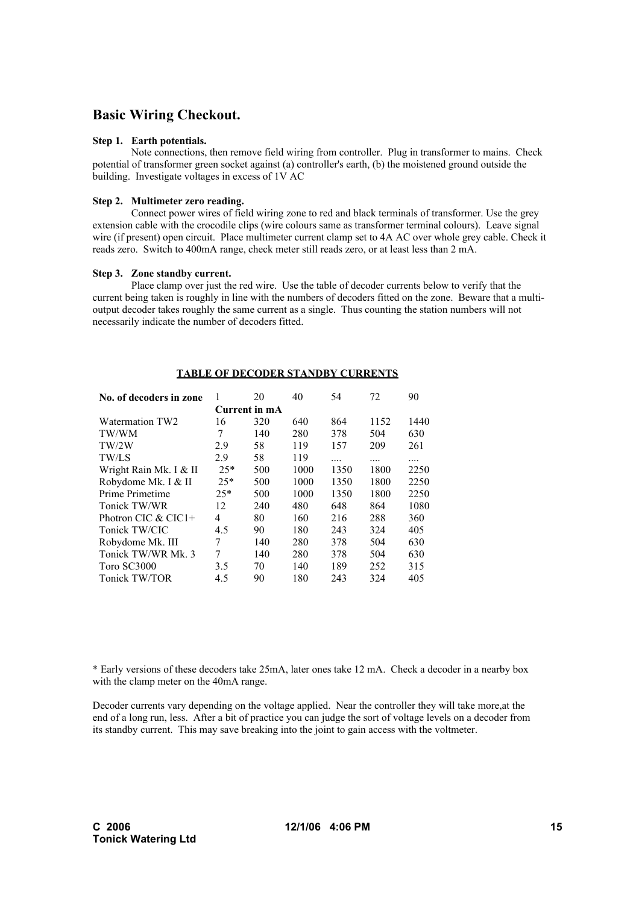## Basic Wiring Checkout.

**Step 1. Earth potentials.**

Note connections, then remove field wiring from controller. Plug in transformer to mains. Check potential of transformer green socket against (a) controller's earth, (b) the moistened ground outside the building. Investigate voltages in excess of 1V AC

**Step 2. Multimeter zero reading.**

Connect power wires of field wiring zone to red and black terminals of transformer. Use the grey extension cable with the crocodile clips (wire colours same as transformer terminal colours). Leave signal wire (if present) open circuit. Place multimeter current clamp set to 4A AC over whole grey cable. Check it reads zero. Switch to 400mA range, check meter still reads zero, or at least less than 2 mA.

**Step 3. Zone standby current.**

Place clamp over just the red wire. Use the table of decoder currents below to verify that the current being taken is roughly in line with the numbers of decoders fitted on the zone. Beware that a multi-output decoder takes roughly the same current as a single. Thus counting the station numbers will not necessarily indicate the number of decoders fitted.

**TABLE OF DECODER STANDBY CURRENTS**

| No. of decoders in zone | 1 | 20 | 40 | 54 | 72 | 90 |
|---|---|---|---|---|---|---|
| | **Current in mA** | | | | | |
| Watermation TW2 | 16 | 320 | 640 | 864 | 1152 | 1440 |
| TW/WM | 7 | 140 | 280 | 378 | 504 | 630 |
| TW/2W | 2.9 | 58 | 119 | 157 | 209 | 261 |
| TW/LS | 2.9 | 58 | 119 | .... | .... | .... |
| Wright Rain Mk. I & II | 25* | 500 | 1000 | 1350 | 1800 | 2250 |
| Robydome Mk. I & II | 25* | 500 | 1000 | 1350 | 1800 | 2250 |
| Prime Primetime | 25* | 500 | 1000 | 1350 | 1800 | 2250 |
| Tonick TW/WR | 12 | 240 | 480 | 648 | 864 | 1080 |
| Photron CIC & CIC1+ | 4 | 80 | 160 | 216 | 288 | 360 |
| Tonick TW/CIC | 4.5 | 90 | 180 | 243 | 324 | 405 |
| Robydome Mk. III | 7 | 140 | 280 | 378 | 504 | 630 |
| Tonick TW/WR Mk. 3 | 7 | 140 | 280 | 378 | 504 | 630 |
| Toro SC3000 | 3.5 | 70 | 140 | 189 | 252 | 315 |
| Tonick TW/TOR | 4.5 | 90 | 180 | 243 | 324 | 405 |

* Early versions of these decoders take 25mA, later ones take 12 mA. Check a decoder in a nearby box with the clamp meter on the 40mA range.

Decoder currents vary depending on the voltage applied. Near the controller they will take more,at the end of a long run, less. After a bit of practice you can judge the sort of voltage levels on a decoder from its standby current. This may save breaking into the joint to gain access with the voltmeter.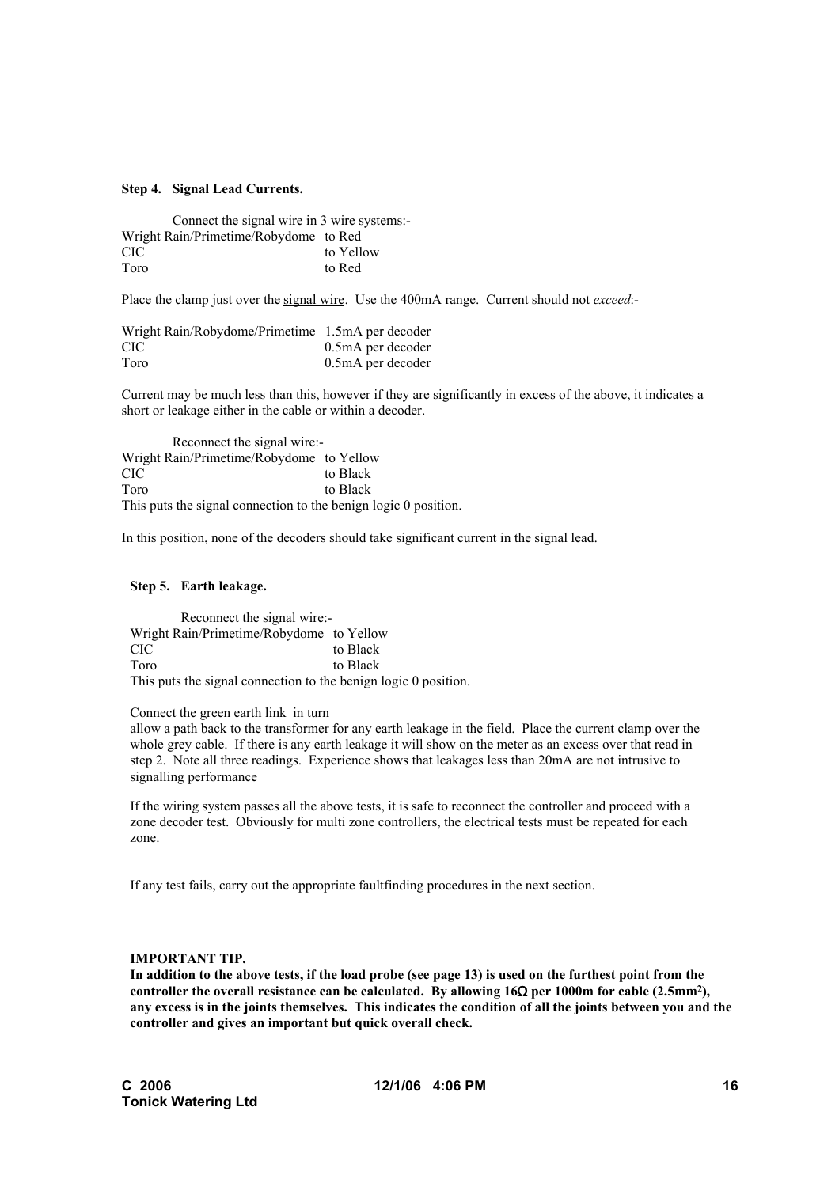**Step 4. Signal Lead Currents.**

Connect the signal wire in 3 wire systems:-

| | |
|---|---|
| Wright Rain/Primetime/Robydome | to Red |
| CIC | to Yellow |
| Toro | to Red |

Place the clamp just over the signal wire. Use the 400mA range. Current should not *exceed*:-

| | |
|---|---|
| Wright Rain/Robydome/Primetime | 1.5mA per decoder |
| CIC | 0.5mA per decoder |
| Toro | 0.5mA per decoder |

Current may be much less than this, however if they are significantly in excess of the above, it indicates a short or leakage either in the cable or within a decoder.

Reconnect the signal wire:-

| | |
|---|---|
| Wright Rain/Primetime/Robydome | to Yellow |
| CIC | to Black |
| Toro | to Black |

This puts the signal connection to the benign logic 0 position.

In this position, none of the decoders should take significant current in the signal lead.

**Step 5. Earth leakage.**

Reconnect the signal wire:-

| | |
|---|---|
| Wright Rain/Primetime/Robydome | to Yellow |
| CIC | to Black |
| Toro | to Black |

This puts the signal connection to the benign logic 0 position.

Connect the green earth link in turn
allow a path back to the transformer for any earth leakage in the field. Place the current clamp over the whole grey cable. If there is any earth leakage it will show on the meter as an excess over that read in step 2. Note all three readings. Experience shows that leakages less than 20mA are not intrusive to signalling performance

If the wiring system passes all the above tests, it is safe to reconnect the controller and proceed with a zone decoder test. Obviously for multi zone controllers, the electrical tests must be repeated for each zone.

If any test fails, carry out the appropriate faultfinding procedures in the next section.

**IMPORTANT TIP.**
**In addition to the above tests, if the load probe (see page 13) is used on the furthest point from the controller the overall resistance can be calculated. By allowing 16Ω per 1000m for cable (2.5mm²), any excess is in the joints themselves. This indicates the condition of all the joints between you and the controller and gives an important but quick overall check.**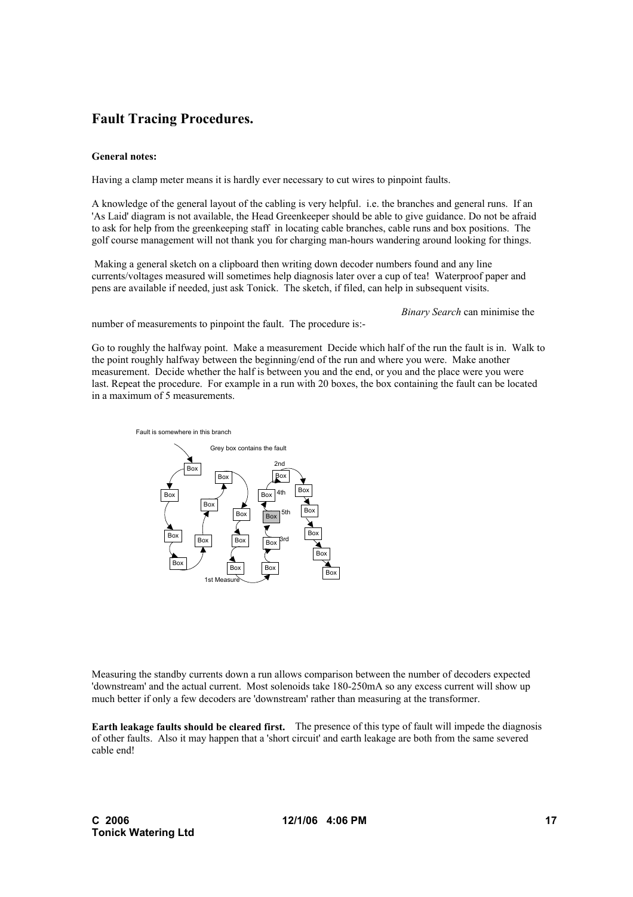## Fault Tracing Procedures.

**General notes:**

Having a clamp meter means it is hardly ever necessary to cut wires to pinpoint faults.

A knowledge of the general layout of the cabling is very helpful. i.e. the branches and general runs. If an 'As Laid' diagram is not available, the Head Greenkeeper should be able to give guidance. Do not be afraid to ask for help from the greenkeeping staff in locating cable branches, cable runs and box positions. The golf course management will not thank you for charging man-hours wandering around looking for things.

Making a general sketch on a clipboard then writing down decoder numbers found and any line currents/voltages measured will sometimes help diagnosis later over a cup of tea! Waterproof paper and pens are available if needed, just ask Tonick. The sketch, if filed, can help in subsequent visits.

*Binary Search* can minimise the number of measurements to pinpoint the fault. The procedure is:-

Go to roughly the halfway point. Make a measurement Decide which half of the run the fault is in. Walk to the point roughly halfway between the beginning/end of the run and where you were. Make another measurement. Decide whether the half is between you and the end, or you and the place were you were last. Repeat the procedure. For example in a run with 20 boxes, the box containing the fault can be located in a maximum of 5 measurements.

Fault is somewhere in this branch

Grey box contains the fault

Box Box Box Box Box Box Box Box Box Box Box Box Box Box Box Box Box Box Box Box

1st Measure 2nd 3rd 4th 5th

Measuring the standby currents down a run allows comparison between the number of decoders expected 'downstream' and the actual current. Most solenoids take 180-250mA so any excess current will show up much better if only a few decoders are 'downstream' rather than measuring at the transformer.

**Earth leakage faults should be cleared first.** The presence of this type of fault will impede the diagnosis of other faults. Also it may happen that a 'short circuit' and earth leakage are both from the same severed cable end!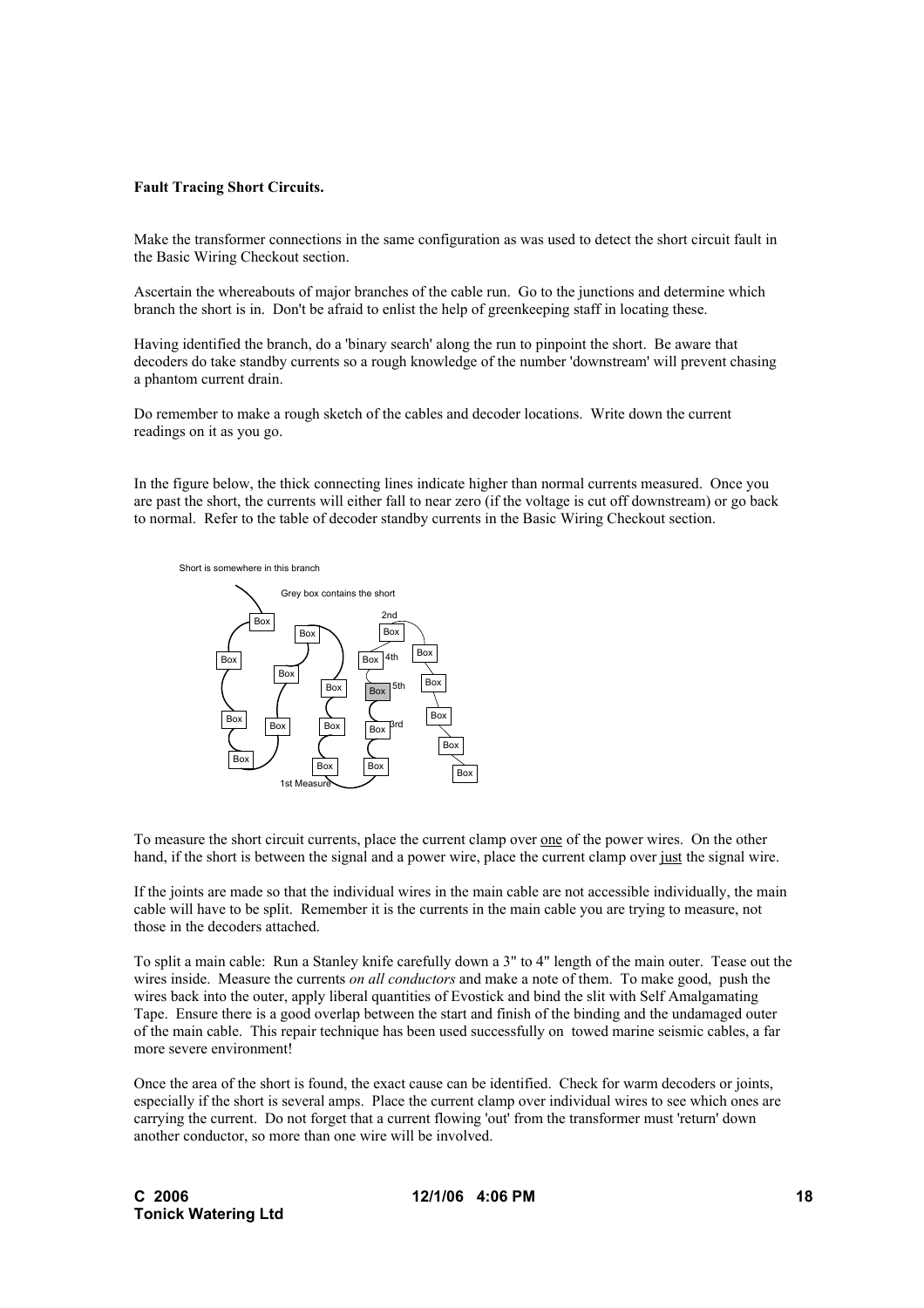**Fault Tracing Short Circuits.**

Make the transformer connections in the same configuration as was used to detect the short circuit fault in the Basic Wiring Checkout section.

Ascertain the whereabouts of major branches of the cable run. Go to the junctions and determine which branch the short is in. Don't be afraid to enlist the help of greenkeeping staff in locating these.

Having identified the branch, do a 'binary search' along the run to pinpoint the short. Be aware that decoders do take standby currents so a rough knowledge of the number 'downstream' will prevent chasing a phantom current drain.

Do remember to make a rough sketch of the cables and decoder locations. Write down the current readings on it as you go.

In the figure below, the thick connecting lines indicate higher than normal currents measured. Once you are past the short, the currents will either fall to near zero (if the voltage is cut off downstream) or go back to normal. Refer to the table of decoder standby currents in the Basic Wiring Checkout section.

Short is somewhere in this branch

Grey box contains the short

2nd 4th 5th 3rd 1st Measure

To measure the short circuit currents, place the current clamp over one of the power wires. On the other hand, if the short is between the signal and a power wire, place the current clamp over just the signal wire.

If the joints are made so that the individual wires in the main cable are not accessible individually, the main cable will have to be split. Remember it is the currents in the main cable you are trying to measure, not those in the decoders attached.

To split a main cable: Run a Stanley knife carefully down a 3" to 4" length of the main outer. Tease out the wires inside. Measure the currents *on all conductors* and make a note of them. To make good, push the wires back into the outer, apply liberal quantities of Evostick and bind the slit with Self Amalgamating Tape. Ensure there is a good overlap between the start and finish of the binding and the undamaged outer of the main cable. This repair technique has been used successfully on towed marine seismic cables, a far more severe environment!

Once the area of the short is found, the exact cause can be identified. Check for warm decoders or joints, especially if the short is several amps. Place the current clamp over individual wires to see which ones are carrying the current. Do not forget that a current flowing 'out' from the transformer must 'return' down another conductor, so more than one wire will be involved.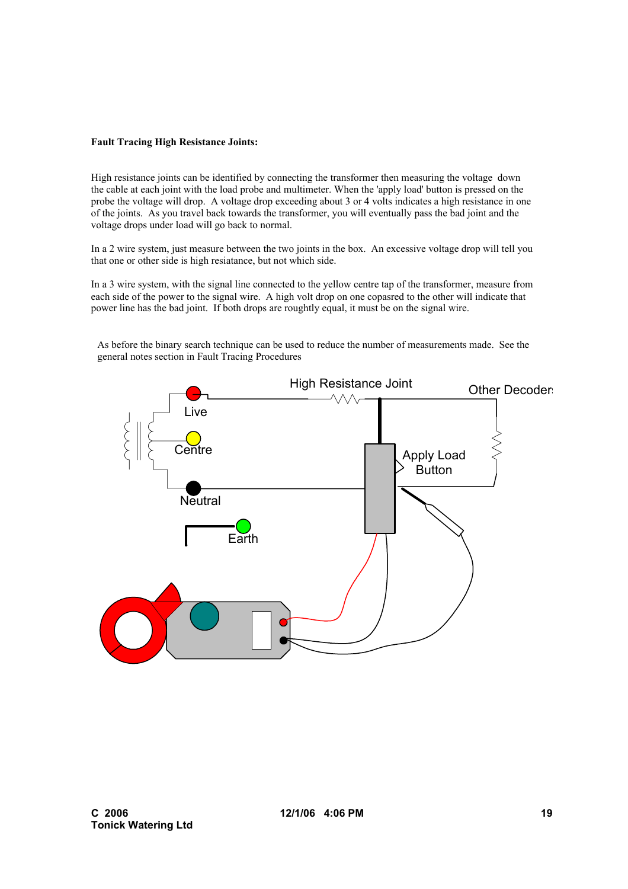**Fault Tracing High Resistance Joints:**

High resistance joints can be identified by connecting the transformer then measuring the voltage down the cable at each joint with the load probe and multimeter. When the 'apply load' button is pressed on the probe the voltage will drop. A voltage drop exceeding about 3 or 4 volts indicates a high resistance in one of the joints. As you travel back towards the transformer, you will eventually pass the bad joint and the voltage drops under load will go back to normal.

In a 2 wire system, just measure between the two joints in the box. An excessive voltage drop will tell you that one or other side is high resiatance, but not which side.

In a 3 wire system, with the signal line connected to the yellow centre tap of the transformer, measure from each side of the power to the signal wire. A high volt drop on one copasred to the other will indicate that power line has the bad joint. If both drops are roughly equal, it must be on the signal wire.

As before the binary search technique can be used to reduce the number of measurements made. See the general notes section in Fault Tracing Procedures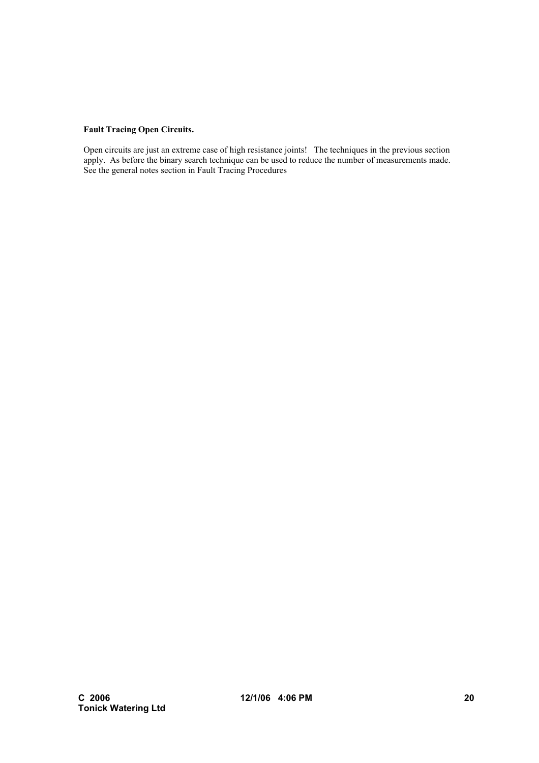**Fault Tracing Open Circuits.**

Open circuits are just an extreme case of high resistance joints! The techniques in the previous section apply. As before the binary search technique can be used to reduce the number of measurements made. See the general notes section in Fault Tracing Procedures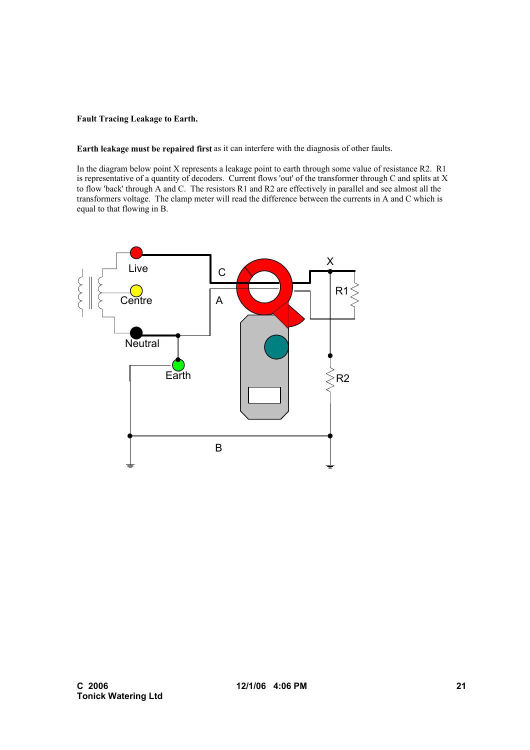**Fault Tracing Leakage to Earth.**

**Earth leakage must be repaired first** as it can interfere with the diagnosis of other faults.

In the diagram below point X represents a leakage point to earth through some value of resistance R2. R1 is representative of a quantity of decoders. Current flows 'out' of the transformer through C and splits at X to flow 'back' through A and C. The resistors R1 and R2 are effectively in parallel and see almost all the transformers voltage. The clamp meter will read the difference between the currents in A and C which is equal to that flowing in B.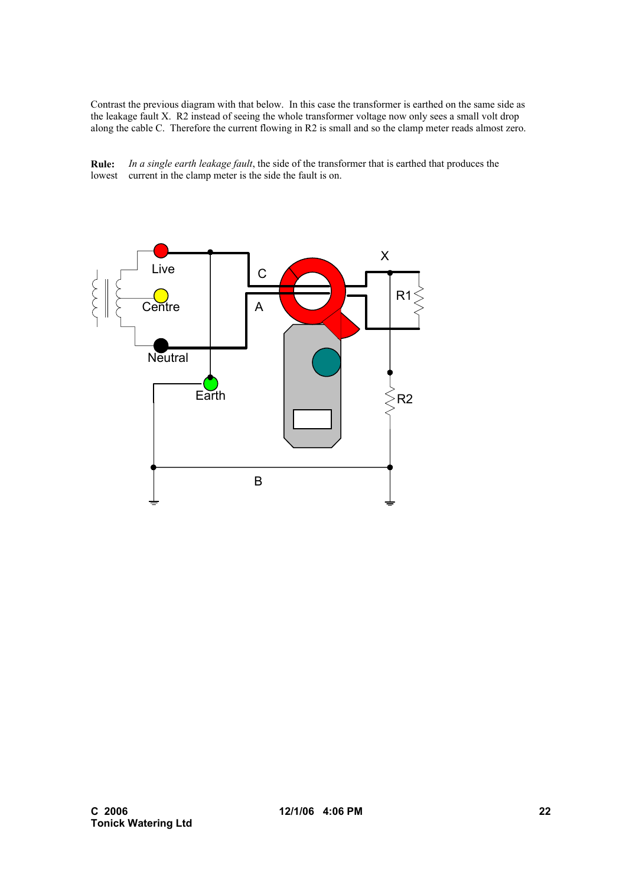Contrast the previous diagram with that below. In this case the transformer is earthed on the same side as the leakage fault X. R2 instead of seeing the whole transformer voltage now only sees a small volt drop along the cable C. Therefore the current flowing in R2 is small and so the clamp meter reads almost zero.

**Rule:** *In a single earth leakage fault*, the side of the transformer that is earthed that produces the lowest current in the clamp meter is the side the fault is on.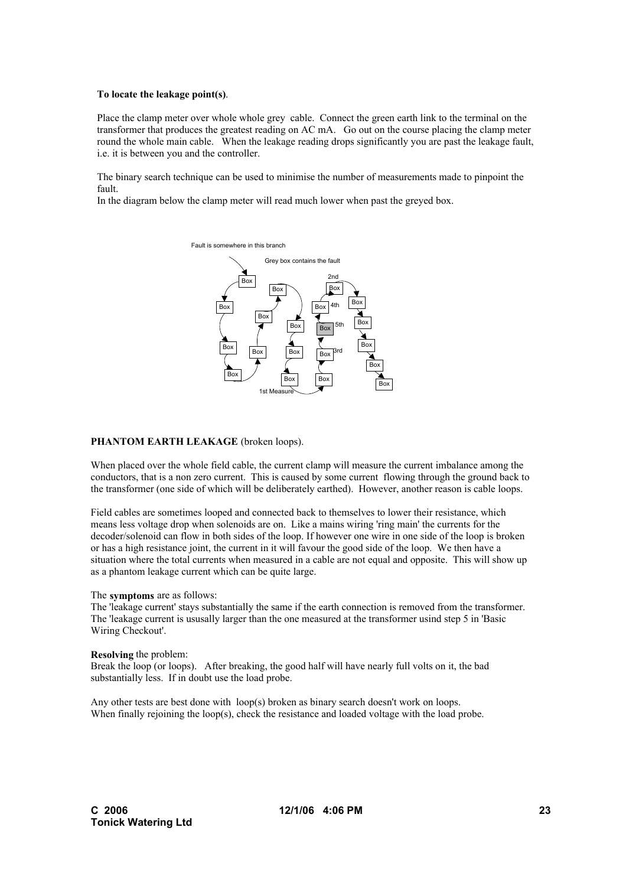**To locate the leakage point(s)**.

Place the clamp meter over whole whole grey cable. Connect the green earth link to the terminal on the transformer that produces the greatest reading on AC mA. Go out on the course placing the clamp meter round the whole main cable. When the leakage reading drops significantly you are past the leakage fault, i.e. it is between you and the controller.

The binary search technique can be used to minimise the number of measurements made to pinpoint the fault.

In the diagram below the clamp meter will read much lower when past the greyed box.

Fault is somewhere in this branch

Grey box contains the fault

2nd

4th

5th

3rd

1st Measure

**PHANTOM EARTH LEAKAGE** (broken loops).

When placed over the whole field cable, the current clamp will measure the current imbalance among the conductors, that is a non zero current. This is caused by some current flowing through the ground back to the transformer (one side of which will be deliberately earthed). However, another reason is cable loops.

Field cables are sometimes looped and connected back to themselves to lower their resistance, which means less voltage drop when solenoids are on. Like a mains wiring 'ring main' the currents for the decoder/solenoid can flow in both sides of the loop. If however one wire in one side of the loop is broken or has a high resistance joint, the current in it will favour the good side of the loop. We then have a situation where the total currents when measured in a cable are not equal and opposite. This will show up as a phantom leakage current which can be quite large.

The **symptoms** are as follows:
The 'leakage current' stays substantially the same if the earth connection is removed from the transformer.
The 'leakage current is ususally larger than the one measured at the transformer usind step 5 in 'Basic Wiring Checkout'.

**Resolving** the problem:
Break the loop (or loops). After breaking, the good half will have nearly full volts on it, the bad substantially less. If in doubt use the load probe.

Any other tests are best done with loop(s) broken as binary search doesn't work on loops.
When finally rejoining the loop(s), check the resistance and loaded voltage with the load probe.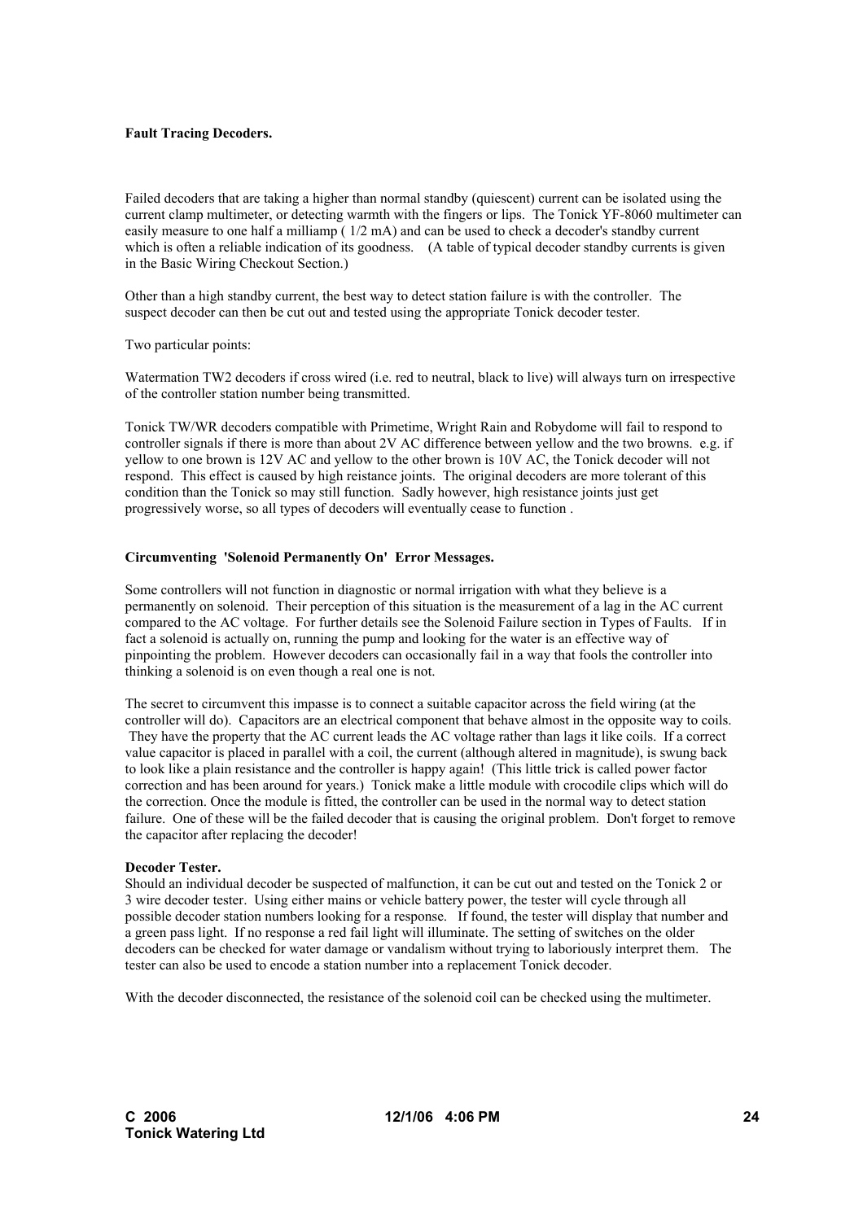**Fault Tracing Decoders.**

Failed decoders that are taking a higher than normal standby (quiescent) current can be isolated using the current clamp multimeter, or detecting warmth with the fingers or lips. The Tonick YF-8060 multimeter can easily measure to one half a milliamp ( 1/2 mA) and can be used to check a decoder's standby current which is often a reliable indication of its goodness. (A table of typical decoder standby currents is given in the Basic Wiring Checkout Section.)

Other than a high standby current, the best way to detect station failure is with the controller. The suspect decoder can then be cut out and tested using the appropriate Tonick decoder tester.

Two particular points:

Watermation TW2 decoders if cross wired (i.e. red to neutral, black to live) will always turn on irrespective of the controller station number being transmitted.

Tonick TW/WR decoders compatible with Primetime, Wright Rain and Robydome will fail to respond to controller signals if there is more than about 2V AC difference between yellow and the two browns. e.g. if yellow to one brown is 12V AC and yellow to the other brown is 10V AC, the Tonick decoder will not respond. This effect is caused by high reistance joints. The original decoders are more tolerant of this condition than the Tonick so may still function. Sadly however, high resistance joints just get progressively worse, so all types of decoders will eventually cease to function .

**Circumventing 'Solenoid Permanently On' Error Messages.**

Some controllers will not function in diagnostic or normal irrigation with what they believe is a permanently on solenoid. Their perception of this situation is the measurement of a lag in the AC current compared to the AC voltage. For further details see the Solenoid Failure section in Types of Faults. If in fact a solenoid is actually on, running the pump and looking for the water is an effective way of pinpointing the problem. However decoders can occasionally fail in a way that fools the controller into thinking a solenoid is on even though a real one is not.

The secret to circumvent this impasse is to connect a suitable capacitor across the field wiring (at the controller will do). Capacitors are an electrical component that behave almost in the opposite way to coils. They have the property that the AC current leads the AC voltage rather than lags it like coils. If a correct value capacitor is placed in parallel with a coil, the current (although altered in magnitude), is swung back to look like a plain resistance and the controller is happy again! (This little trick is called power factor correction and has been around for years.) Tonick make a little module with crocodile clips which will do the correction. Once the module is fitted, the controller can be used in the normal way to detect station failure. One of these will be the failed decoder that is causing the original problem. Don't forget to remove the capacitor after replacing the decoder!

**Decoder Tester.**

Should an individual decoder be suspected of malfunction, it can be cut out and tested on the Tonick 2 or 3 wire decoder tester. Using either mains or vehicle battery power, the tester will cycle through all possible decoder station numbers looking for a response. If found, the tester will display that number and a green pass light. If no response a red fail light will illuminate. The setting of switches on the older decoders can be checked for water damage or vandalism without trying to laboriously interpret them. The tester can also be used to encode a station number into a replacement Tonick decoder.

With the decoder disconnected, the resistance of the solenoid coil can be checked using the multimeter.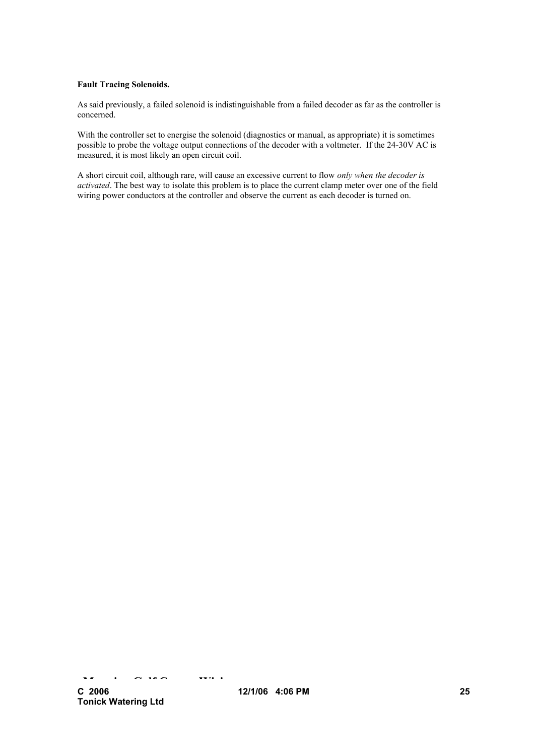**Fault Tracing Solenoids.**

As said previously, a failed solenoid is indistinguishable from a failed decoder as far as the controller is concerned.

With the controller set to energise the solenoid (diagnostics or manual, as appropriate) it is sometimes possible to probe the voltage output connections of the decoder with a voltmeter. If the 24-30V AC is measured, it is most likely an open circuit coil.

A short circuit coil, although rare, will cause an excessive current to flow *only when the decoder is activated*. The best way to isolate this problem is to place the current clamp meter over one of the field wiring power conductors at the controller and observe the current as each decoder is turned on.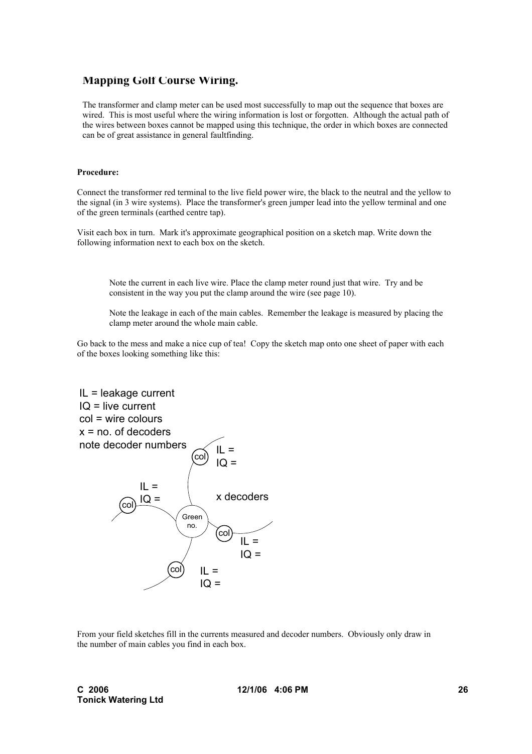## Mapping Golf Course Wiring.

The transformer and clamp meter can be used most successfully to map out the sequence that boxes are wired. This is most useful where the wiring information is lost or forgotten. Although the actual path of the wires between boxes cannot be mapped using this technique, the order in which boxes are connected can be of great assistance in general faultfinding.

**Procedure:**

Connect the transformer red terminal to the live field power wire, the black to the neutral and the yellow to the signal (in 3 wire systems). Place the transformer's green jumper lead into the yellow terminal and one of the green terminals (earthed centre tap).

Visit each box in turn. Mark it's approximate geographical position on a sketch map. Write down the following information next to each box on the sketch.

Note the current in each live wire. Place the clamp meter round just that wire. Try and be consistent in the way you put the clamp around the wire (see page 10).

Note the leakage in each of the main cables. Remember the leakage is measured by placing the clamp meter around the whole main cable.

Go back to the mess and make a nice cup of tea! Copy the sketch map onto one sheet of paper with each of the boxes looking something like this:

IL = leakage current
IQ = live current
col = wire colours
x = no. of decoders
note decoder numbers

Green no.

col IL = IQ =

col IL = IQ =

x decoders

col IL = IQ =

col IL = IQ =

From your field sketches fill in the currents measured and decoder numbers. Obviously only draw in the number of main cables you find in each box.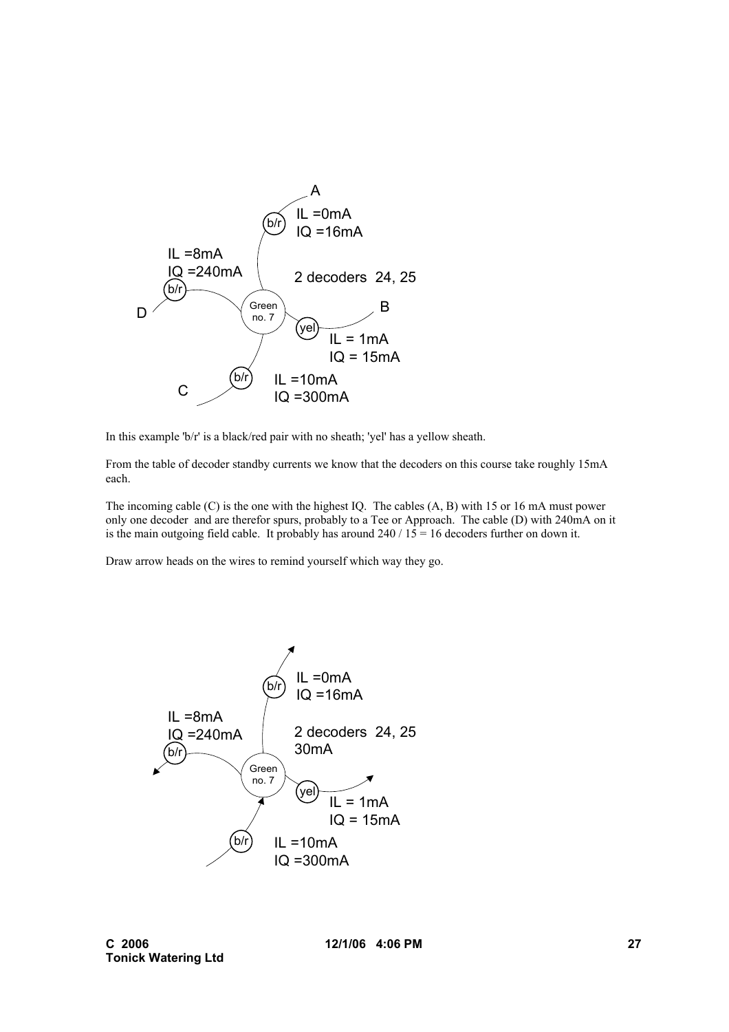A

b/r IL =0mA
IQ =16mA

IL =8mA
IQ =240mA
b/r

2 decoders 24, 25

D Green no. 7 B

yel IL = 1mA
IQ = 15mA

b/r IL =10mA
IQ =300mA

C

In this example 'b/r' is a black/red pair with no sheath; 'yel' has a yellow sheath.

From the table of decoder standby currents we know that the decoders on this course take roughly 15mA each.

The incoming cable (C) is the one with the highest IQ. The cables (A, B) with 15 or 16 mA must power only one decoder and are therefor spurs, probably to a Tee or Approach. The cable (D) with 240mA on it is the main outgoing field cable. It probably has around 240 / 15 = 16 decoders further on down it.

Draw arrow heads on the wires to remind yourself which way they go.

b/r IL =0mA
IQ =16mA

IL =8mA
IQ =240mA
b/r

2 decoders 24, 25
30mA

Green no. 7

yel IL = 1mA
IQ = 15mA

b/r IL =10mA
IQ =300mA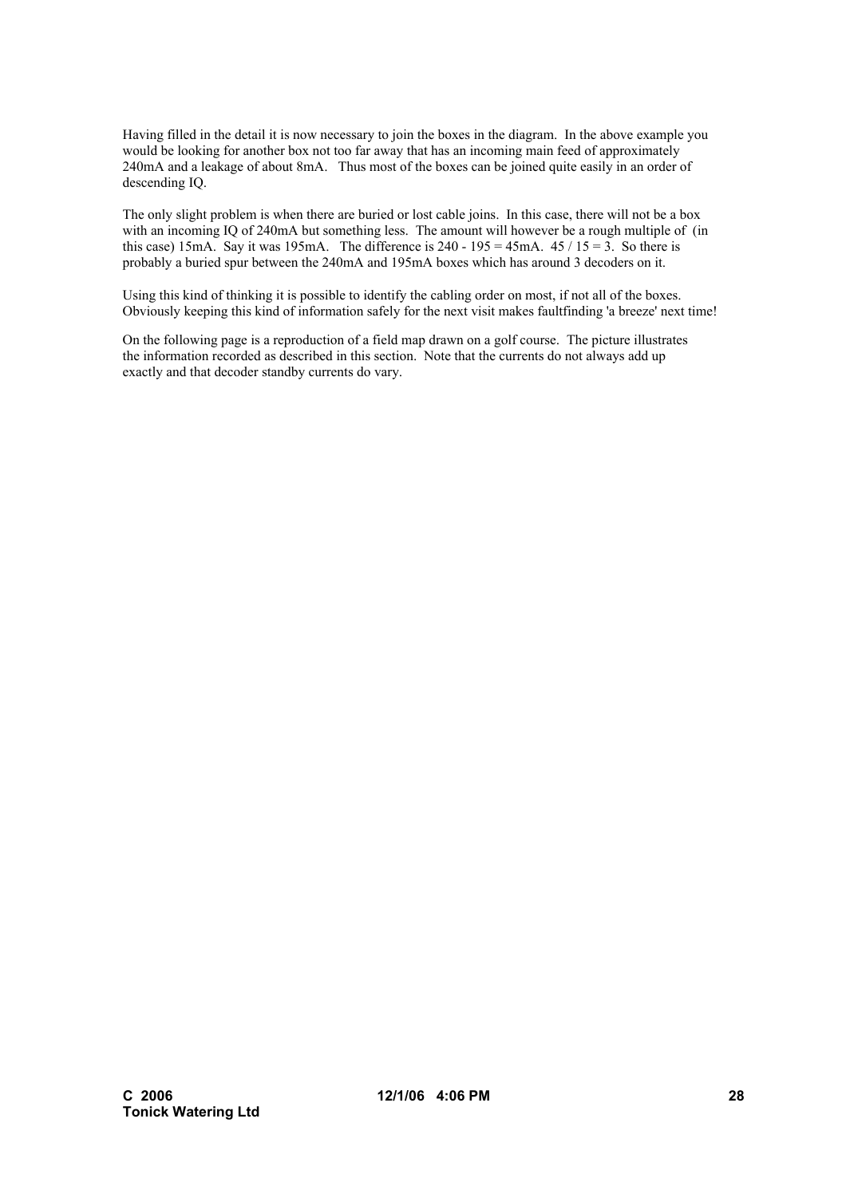Having filled in the detail it is now necessary to join the boxes in the diagram. In the above example you would be looking for another box not too far away that has an incoming main feed of approximately 240mA and a leakage of about 8mA. Thus most of the boxes can be joined quite easily in an order of descending IQ.

The only slight problem is when there are buried or lost cable joins. In this case, there will not be a box with an incoming IQ of 240mA but something less. The amount will however be a rough multiple of (in this case) 15mA. Say it was 195mA. The difference is 240 - 195 = 45mA. 45 / 15 = 3. So there is probably a buried spur between the 240mA and 195mA boxes which has around 3 decoders on it.

Using this kind of thinking it is possible to identify the cabling order on most, if not all of the boxes. Obviously keeping this kind of information safely for the next visit makes faultfinding 'a breeze' next time!

On the following page is a reproduction of a field map drawn on a golf course. The picture illustrates the information recorded as described in this section. Note that the currents do not always add up exactly and that decoder standby currents do vary.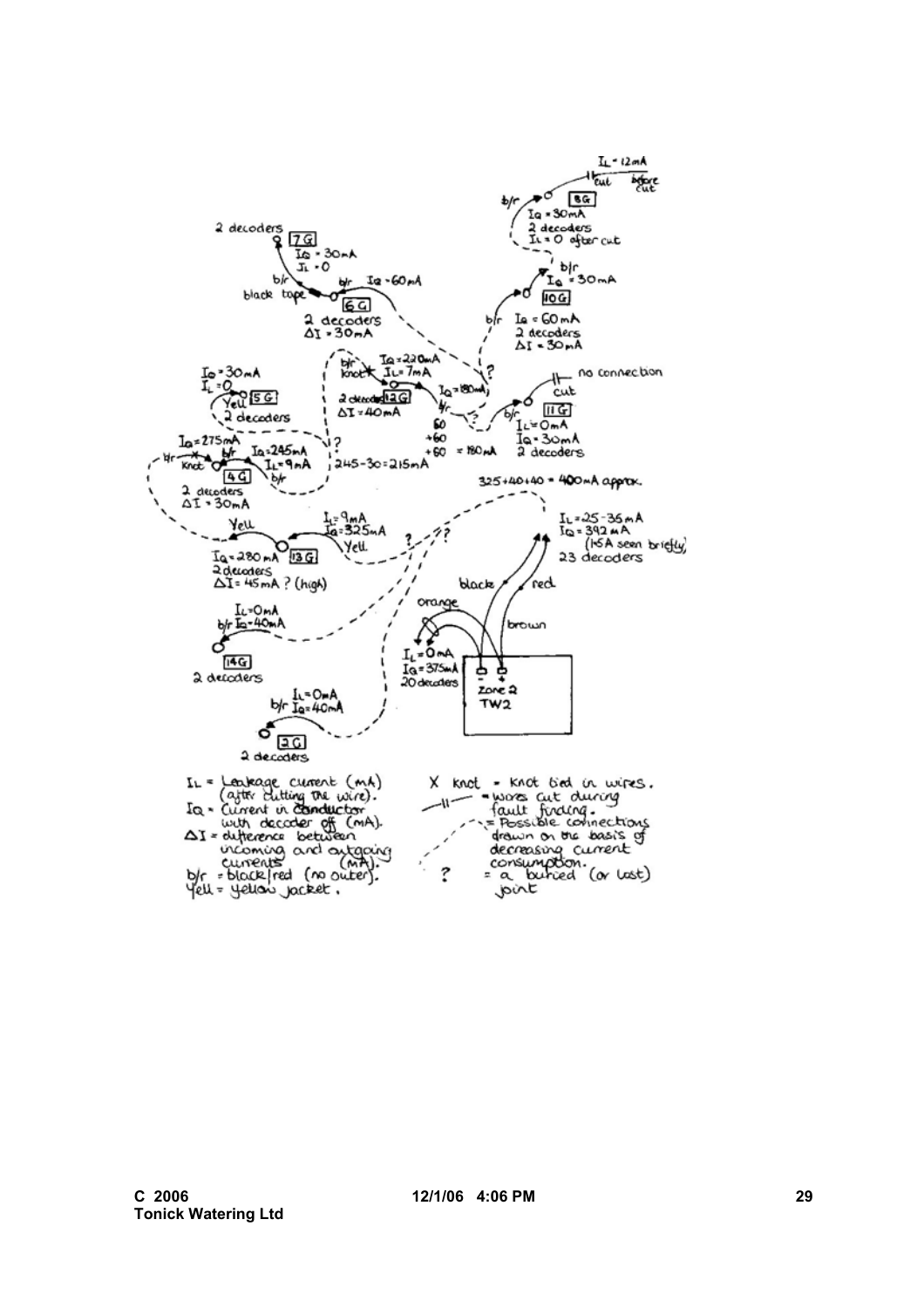$I_L$ = 12mA before cut

cut

b/r 8G
$I_Q$ = 30mA
2 decoders
$I_L$ = 0 after cut

2 decoders 7G
$I_Q$ = 30mA
$I_L$ = 0

b/r
black tape
b/r $I_Q$ = 60mA
6G
2 decoders
$\Delta I$ = 30mA

b/r
$I_Q$ = 30mA
10G
b/r $I_Q$ = 60mA
2 decoders
$\Delta I$ = 30mA

b/r knot
$I_Q$ = 220mA
$I_L$ = 7mA
2 decoders 12G
$\Delta I$ = 40mA
$I_Q$ = 180mA
b/r
?

60
+60
+60 = 180mA

no connection
cut
b/r 11G
$I_L$ = 0mA
$I_Q$ = 30mA
2 decoders

$I_Q$ = 30mA
$I_L$ = 0
Yell 5G
2 decoders

$I_Q$ = 275mA
b/r knot
b/r
$I_Q$ = 245mA
$I_L$ = 9mA
4G
b/r
2 decoders
$\Delta I$ = 30mA
?
245-30 = 215mA

325+40+40 = 400mA approx.

Yell
$I_L$ = 9mA
$I_Q$ = 325mA
Yell
$I_Q$ = 280mA 13G
2 decoders
$\Delta I$ = 45mA ? (high)
?
?

$I_L$ = 25-35mA
$I_Q$ = 392mA
(1.5A seen briefly)
23 decoders

black
red
orange
brown

$I_L$ = 0mA
b/r $I_Q$ = 40mA
14G
2 decoders

$I_L$ = 0mA
$I_Q$ = 375mA
20 decoders

Zone 2
TW2

$I_L$ = 0mA
b/r $I_Q$ = 40mA
2G
2 decoders

$I_L$ = Leakage current (mA) (after cutting the wire).
$I_Q$ = Current in conductor with decoder off (mA).
$\Delta I$ = difference between incoming and outgoing currents (mA).
b/r = black/red (no outer).
Yell = yellow jacket.

X knot = knot tied in wires.
—||— = wires cut during fault finding.
- - - = Possible connections drawn on the basis of decreasing current consumption.
? = a buried (or lost) joint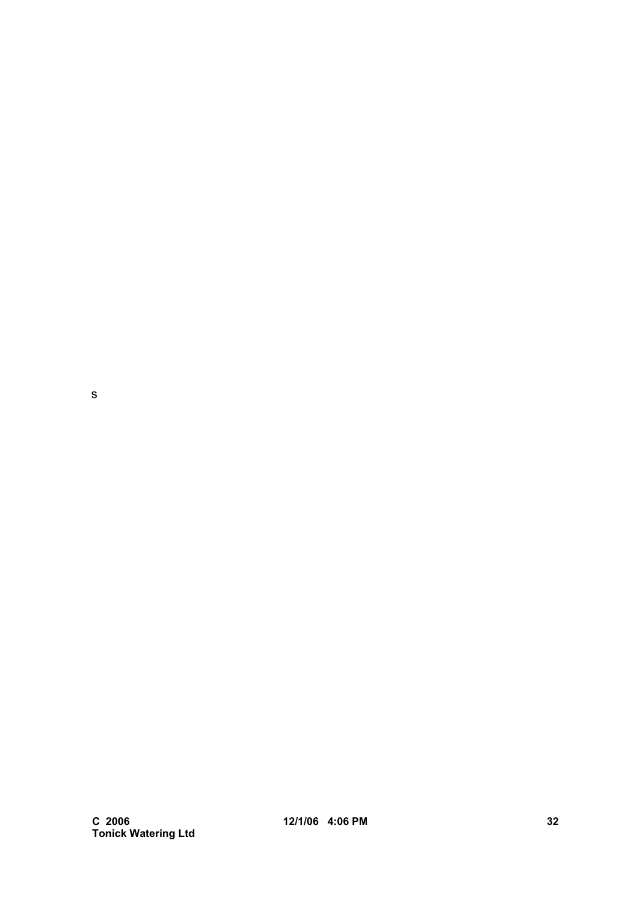s